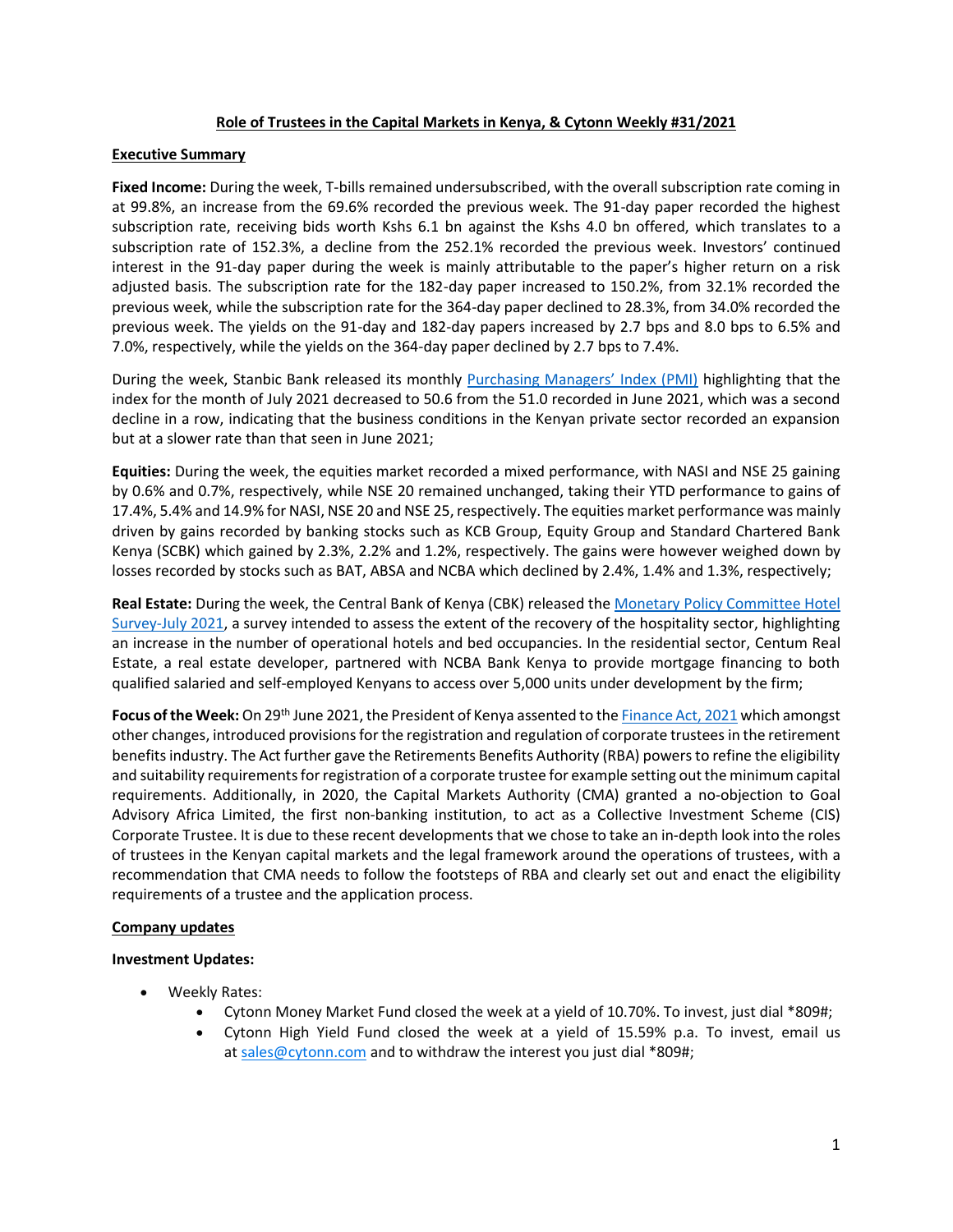# Role of Trustees in the Capital Markets in Kenya, & Cytonn Weekly #31/2021

## Executive Summary

**Fixed Income:** During the week, T-bills remained undersubscribed, with the overall subscription rate coming in at 99.8%, an increase from the 69.6% recorded the previous week. The 91-day paper recorded the highest subscription rate, receiving bids worth Kshs 6.1 bn against the Kshs 4.0 bn offered, which translates to a subscription rate of 152.3%, a decline from the 252.1% recorded the previous week. Investors' continued interest in the 91-day paper during the week is mainly attributable to the paper's higher return on a risk adjusted basis. The subscription rate for the 182-day paper increased to 150.2%, from 32.1% recorded the previous week, while the subscription rate for the 364-day paper declined to 28.3%, from 34.0% recorded the previous week. The yields on the 91-day and 182-day papers increased by 2.7 bps and 8.0 bps to 6.5% and 7.0%, respectively, while the yields on the 364-day paper declined by 2.7 bps to 7.4%.

During the week, Stanbic Bank released its monthly Purchasing Managers' Index (PMI) highlighting that the index for the month of July 2021 decreased to 50.6 from the 51.0 recorded in June 2021, which was a second decline in a row, indicating that the business conditions in the Kenyan private sector recorded an expansion but at a slower rate than that seen in June 2021;

**Equities:** During the week, the equities market recorded a mixed performance, with NASI and NSE 25 gaining by 0.6% and 0.7%, respectively, while NSE 20 remained unchanged, taking their YTD performance to gains of 17.4%, 5.4% and 14.9% for NASI, NSE 20 and NSE 25, respectively. The equities market performance was mainly driven by gains recorded by banking stocks such as KCB Group, Equity Group and Standard Chartered Bank Kenya (SCBK) which gained by 2.3%, 2.2% and 1.2%, respectively. The gains were however weighed down by losses recorded by stocks such as BAT, ABSA and NCBA which declined by 2.4%, 1.4% and 1.3%, respectively;

**Real Estate:** During the week, the Central Bank of Kenya (CBK) released the Monetary Policy Committee Hotel Survey-July 2021, a survey intended to assess the extent of the recovery of the hospitality sector, highlighting an increase in the number of operational hotels and bed occupancies. In the residential sector, Centum Real Estate, a real estate developer, partnered with NCBA Bank Kenya to provide mortgage financing to both qualified salaried and self-employed Kenyans to access over 5,000 units under development by the firm;

**Focus of the Week:** On 29th June 2021, the President of Kenya assented to the Finance Act, 2021 which amongst other changes, introduced provisions for the registration and regulation of corporate trustees in the retirement benefits industry. The Act further gave the Retirements Benefits Authority (RBA) powers to refine the eligibility and suitability requirements for registration of a corporate trustee for example setting out the minimum capital requirements. Additionally, in 2020, the Capital Markets Authority (CMA) granted a no-objection to Goal Advisory Africa Limited, the first non-banking institution, to act as a Collective Investment Scheme (CIS) Corporate Trustee. It is due to these recent developments that we chose to take an in-depth look into the roles of trustees in the Kenyan capital markets and the legal framework around the operations of trustees, with a recommendation that CMA needs to follow the footsteps of RBA and clearly set out and enact the eligibility requirements of a trustee and the application process.

## Company updates

**Investment Updates:**

- Weekly Rates:
  - Cytonn Money Market Fund closed the week at a yield of 10.70%. To invest, just dial *809#;
  - Cytonn High Yield Fund closed the week at a yield of 15.59% p.a. To invest, email us at sales@cytonn.com and to withdraw the interest you just dial *809#;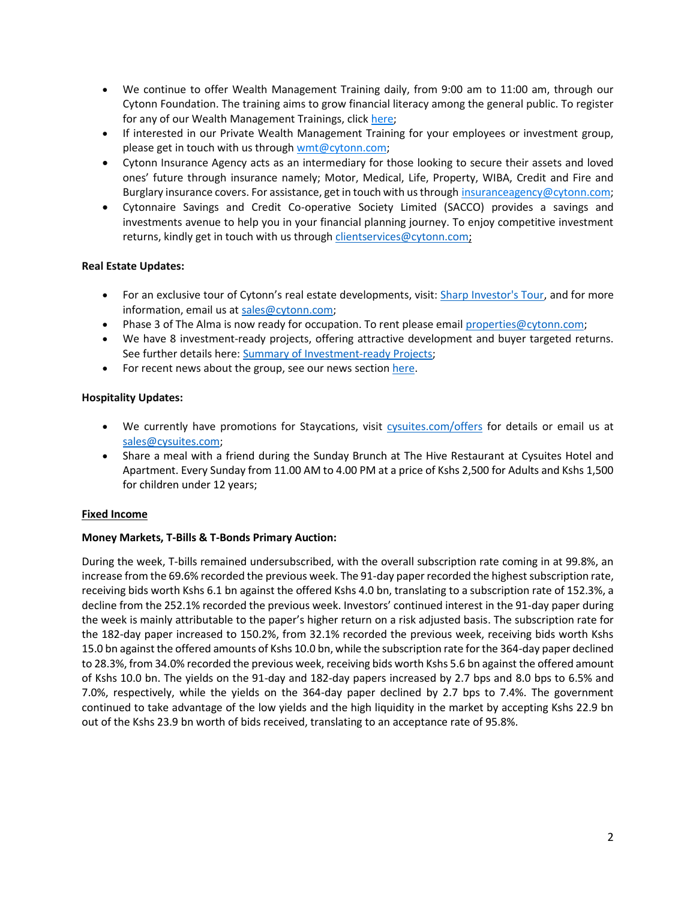- We continue to offer Wealth Management Training daily, from 9:00 am to 11:00 am, through our Cytonn Foundation. The training aims to grow financial literacy among the general public. To register for any of our Wealth Management Trainings, click [here](here);
- If interested in our Private Wealth Management Training for your employees or investment group, please get in touch with us through wmt@cytonn.com;
- Cytonn Insurance Agency acts as an intermediary for those looking to secure their assets and loved ones' future through insurance namely; Motor, Medical, Life, Property, WIBA, Credit and Fire and Burglary insurance covers. For assistance, get in touch with us through insuranceagency@cytonn.com;
- Cytonnaire Savings and Credit Co-operative Society Limited (SACCO) provides a savings and investments avenue to help you in your financial planning journey. To enjoy competitive investment returns, kindly get in touch with us through clientservices@cytonn.com;

**Real Estate Updates:**

- For an exclusive tour of Cytonn's real estate developments, visit: Sharp Investor's Tour, and for more information, email us at sales@cytonn.com;
- Phase 3 of The Alma is now ready for occupation. To rent please email properties@cytonn.com;
- We have 8 investment-ready projects, offering attractive development and buyer targeted returns. See further details here: Summary of Investment-ready Projects;
- For recent news about the group, see our news section here.

**Hospitality Updates:**

- We currently have promotions for Staycations, visit cysuites.com/offers for details or email us at sales@cysuites.com;
- Share a meal with a friend during the Sunday Brunch at The Hive Restaurant at Cysuites Hotel and Apartment. Every Sunday from 11.00 AM to 4.00 PM at a price of Kshs 2,500 for Adults and Kshs 1,500 for children under 12 years;

## Fixed Income

**Money Markets, T-Bills & T-Bonds Primary Auction:**

During the week, T-bills remained undersubscribed, with the overall subscription rate coming in at 99.8%, an increase from the 69.6% recorded the previous week. The 91-day paper recorded the highest subscription rate, receiving bids worth Kshs 6.1 bn against the offered Kshs 4.0 bn, translating to a subscription rate of 152.3%, a decline from the 252.1% recorded the previous week. Investors' continued interest in the 91-day paper during the week is mainly attributable to the paper's higher return on a risk adjusted basis. The subscription rate for the 182-day paper increased to 150.2%, from 32.1% recorded the previous week, receiving bids worth Kshs 15.0 bn against the offered amounts of Kshs 10.0 bn, while the subscription rate for the 364-day paper declined to 28.3%, from 34.0% recorded the previous week, receiving bids worth Kshs 5.6 bn against the offered amount of Kshs 10.0 bn. The yields on the 91-day and 182-day papers increased by 2.7 bps and 8.0 bps to 6.5% and 7.0%, respectively, while the yields on the 364-day paper declined by 2.7 bps to 7.4%. The government continued to take advantage of the low yields and the high liquidity in the market by accepting Kshs 22.9 bn out of the Kshs 23.9 bn worth of bids received, translating to an acceptance rate of 95.8%.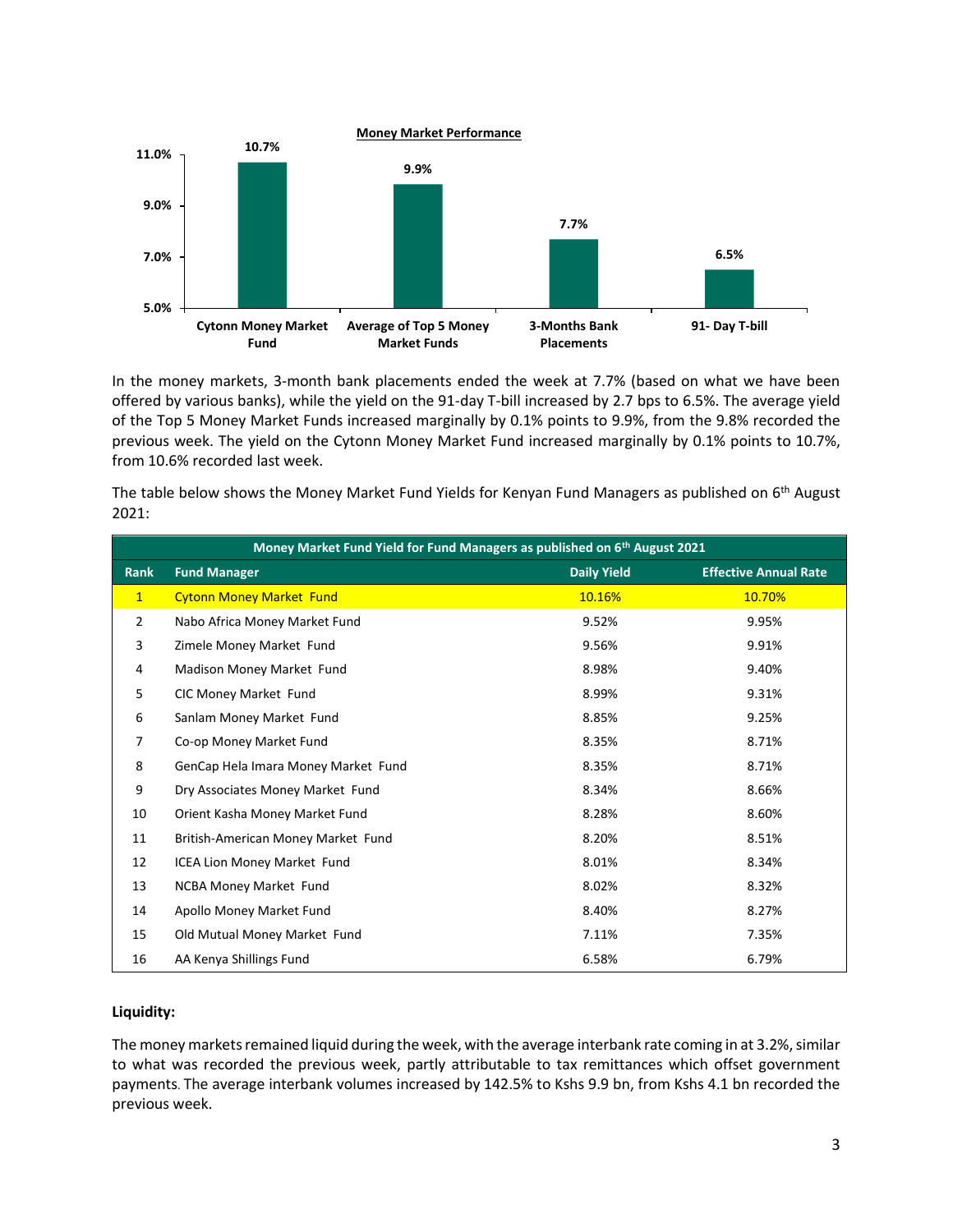**Money Market Performance**

11.0%
9.0%
7.0%
5.0%

10.7%
9.9%
7.7%
6.5%

Cytonn Money Market Fund
Average of Top 5 Money Market Funds
3-Months Bank Placements
91- Day T-bill

In the money markets, 3-month bank placements ended the week at 7.7% (based on what we have been offered by various banks), while the yield on the 91-day T-bill increased by 2.7 bps to 6.5%. The average yield of the Top 5 Money Market Funds increased marginally by 0.1% points to 9.9%, from the 9.8% recorded the previous week. The yield on the Cytonn Money Market Fund increased marginally by 0.1% points to 10.7%, from 10.6% recorded last week.

The table below shows the Money Market Fund Yields for Kenyan Fund Managers as published on 6th August 2021:

| Money Market Fund Yield for Fund Managers as published on 6th August 2021 | | | |
|---|---|---|---|
| **Rank** | **Fund Manager** | **Daily Yield** | **Effective Annual Rate** |
| 1 | Cytonn Money Market Fund | 10.16% | 10.70% |
| 2 | Nabo Africa Money Market Fund | 9.52% | 9.95% |
| 3 | Zimele Money Market Fund | 9.56% | 9.91% |
| 4 | Madison Money Market Fund | 8.98% | 9.40% |
| 5 | CIC Money Market Fund | 8.99% | 9.31% |
| 6 | Sanlam Money Market Fund | 8.85% | 9.25% |
| 7 | Co-op Money Market Fund | 8.35% | 8.71% |
| 8 | GenCap Hela Imara Money Market Fund | 8.35% | 8.71% |
| 9 | Dry Associates Money Market Fund | 8.34% | 8.66% |
| 10 | Orient Kasha Money Market Fund | 8.28% | 8.60% |
| 11 | British-American Money Market Fund | 8.20% | 8.51% |
| 12 | ICEA Lion Money Market Fund | 8.01% | 8.34% |
| 13 | NCBA Money Market Fund | 8.02% | 8.32% |
| 14 | Apollo Money Market Fund | 8.40% | 8.27% |
| 15 | Old Mutual Money Market Fund | 7.11% | 7.35% |
| 16 | AA Kenya Shillings Fund | 6.58% | 6.79% |

**Liquidity:**

The money markets remained liquid during the week, with the average interbank rate coming in at 3.2%, similar to what was recorded the previous week, partly attributable to tax remittances which offset government payments. The average interbank volumes increased by 142.5% to Kshs 9.9 bn, from Kshs 4.1 bn recorded the previous week.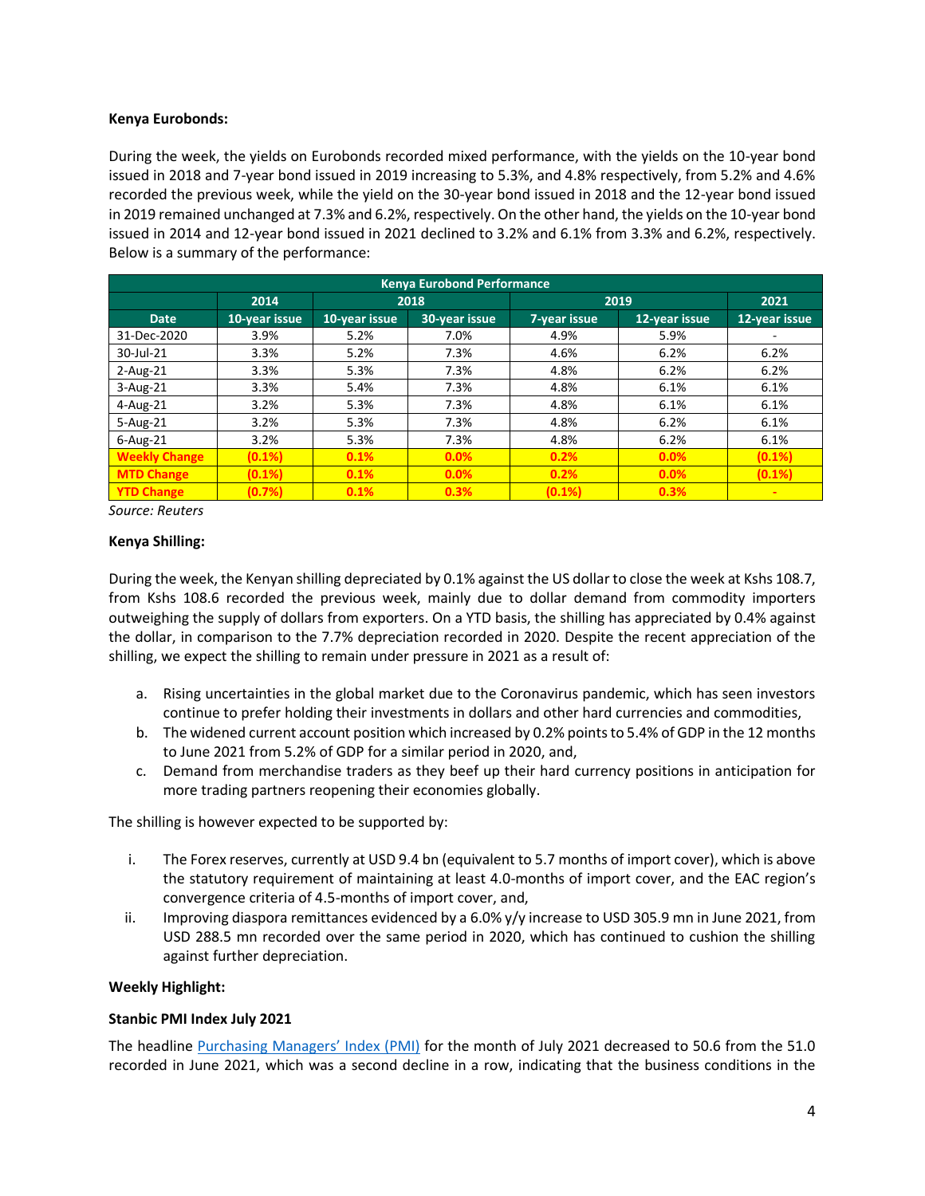**Kenya Eurobonds:**

During the week, the yields on Eurobonds recorded mixed performance, with the yields on the 10-year bond issued in 2018 and 7-year bond issued in 2019 increasing to 5.3%, and 4.8% respectively, from 5.2% and 4.6% recorded the previous week, while the yield on the 30-year bond issued in 2018 and the 12-year bond issued in 2019 remained unchanged at 7.3% and 6.2%, respectively. On the other hand, the yields on the 10-year bond issued in 2014 and 12-year bond issued in 2021 declined to 3.2% and 6.1% from 3.3% and 6.2%, respectively. Below is a summary of the performance:

| Kenya Eurobond Performance | | | | | | |
|---|---|---|---|---|---|---|
| | 2014 | 2018 | | 2019 | | 2021 |
| Date | 10-year issue | 10-year issue | 30-year issue | 7-year issue | 12-year issue | 12-year issue |
| 31-Dec-2020 | 3.9% | 5.2% | 7.0% | 4.9% | 5.9% | - |
| 30-Jul-21 | 3.3% | 5.2% | 7.3% | 4.6% | 6.2% | 6.2% |
| 2-Aug-21 | 3.3% | 5.3% | 7.3% | 4.8% | 6.2% | 6.2% |
| 3-Aug-21 | 3.3% | 5.4% | 7.3% | 4.8% | 6.1% | 6.1% |
| 4-Aug-21 | 3.2% | 5.3% | 7.3% | 4.8% | 6.1% | 6.1% |
| 5-Aug-21 | 3.2% | 5.3% | 7.3% | 4.8% | 6.2% | 6.1% |
| 6-Aug-21 | 3.2% | 5.3% | 7.3% | 4.8% | 6.2% | 6.1% |
| **Weekly Change** | **(0.1%)** | **0.1%** | **0.0%** | **0.2%** | **0.0%** | **(0.1%)** |
| **MTD Change** | **(0.1%)** | **0.1%** | **0.0%** | **0.2%** | **0.0%** | **(0.1%)** |
| **YTD Change** | **(0.7%)** | **0.1%** | **0.3%** | **(0.1%)** | **0.3%** | **-** |

*Source: Reuters*

**Kenya Shilling:**

During the week, the Kenyan shilling depreciated by 0.1% against the US dollar to close the week at Kshs 108.7, from Kshs 108.6 recorded the previous week, mainly due to dollar demand from commodity importers outweighing the supply of dollars from exporters. On a YTD basis, the shilling has appreciated by 0.4% against the dollar, in comparison to the 7.7% depreciation recorded in 2020. Despite the recent appreciation of the shilling, we expect the shilling to remain under pressure in 2021 as a result of:

a. Rising uncertainties in the global market due to the Coronavirus pandemic, which has seen investors continue to prefer holding their investments in dollars and other hard currencies and commodities,
b. The widened current account position which increased by 0.2% points to 5.4% of GDP in the 12 months to June 2021 from 5.2% of GDP for a similar period in 2020, and,
c. Demand from merchandise traders as they beef up their hard currency positions in anticipation for more trading partners reopening their economies globally.

The shilling is however expected to be supported by:

i. The Forex reserves, currently at USD 9.4 bn (equivalent to 5.7 months of import cover), which is above the statutory requirement of maintaining at least 4.0-months of import cover, and the EAC region's convergence criteria of 4.5-months of import cover, and,
ii. Improving diaspora remittances evidenced by a 6.0% y/y increase to USD 305.9 mn in June 2021, from USD 288.5 mn recorded over the same period in 2020, which has continued to cushion the shilling against further depreciation.

**Weekly Highlight:**

**Stanbic PMI Index July 2021**

The headline Purchasing Managers' Index (PMI) for the month of July 2021 decreased to 50.6 from the 51.0 recorded in June 2021, which was a second decline in a row, indicating that the business conditions in the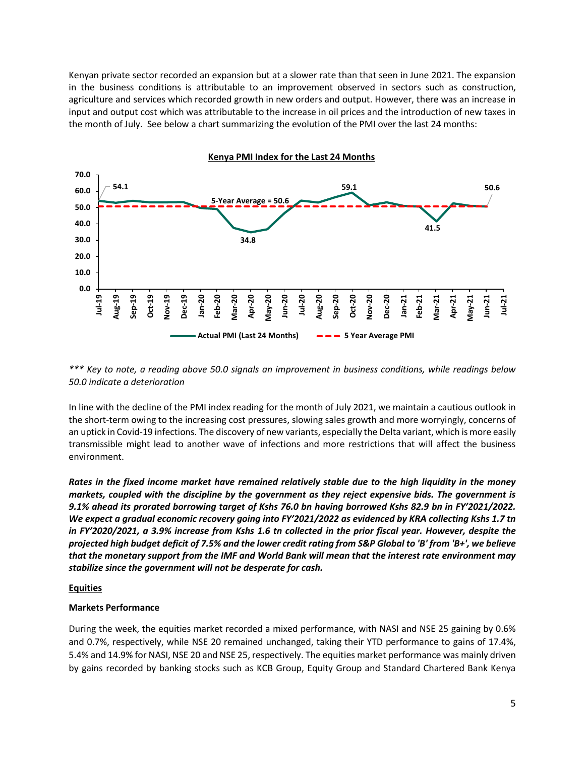Kenyan private sector recorded an expansion but at a slower rate than that seen in June 2021. The expansion in the business conditions is attributable to an improvement observed in sectors such as construction, agriculture and services which recorded growth in new orders and output. However, there was an increase in input and output cost which was attributable to the increase in oil prices and the introduction of new taxes in the month of July. See below a chart summarizing the evolution of the PMI over the last 24 months:

**Kenya PMI Index for the Last 24 Months**

70.0
60.0
50.0
40.0
30.0
20.0
10.0
0.0

54.1
59.1
50.6
5-Year Average = 50.6
34.8
41.5

Jul-19, Aug-19, Sep-19, Oct-19, Nov-19, Dec-19, Jan-20, Feb-20, Mar-20, Apr-20, May-20, Jun-20, Jul-20, Aug-20, Sep-20, Oct-20, Nov-20, Dec-20, Jan-21, Feb-21, Mar-21, Apr-21, May-21, Jun-21, Jul-21

Actual PMI (Last 24 Months)
5 Year Average PMI

*\*\*\* Key to note, a reading above 50.0 signals an improvement in business conditions, while readings below 50.0 indicate a deterioration*

In line with the decline of the PMI index reading for the month of July 2021, we maintain a cautious outlook in the short-term owing to the increasing cost pressures, slowing sales growth and more worryingly, concerns of an uptick in Covid-19 infections. The discovery of new variants, especially the Delta variant, which is more easily transmissible might lead to another wave of infections and more restrictions that will affect the business environment.

***Rates in the fixed income market have remained relatively stable due to the high liquidity in the money markets, coupled with the discipline by the government as they reject expensive bids. The government is 9.1% ahead its prorated borrowing target of Kshs 76.0 bn having borrowed Kshs 82.9 bn in FY'2021/2022. We expect a gradual economic recovery going into FY'2021/2022 as evidenced by KRA collecting Kshs 1.7 tn in FY'2020/2021, a 3.9% increase from Kshs 1.6 tn collected in the prior fiscal year. However, despite the projected high budget deficit of 7.5% and the lower credit rating from S&P Global to 'B' from 'B+', we believe that the monetary support from the IMF and World Bank will mean that the interest rate environment may stabilize since the government will not be desperate for cash.***

## Equities

### Markets Performance

During the week, the equities market recorded a mixed performance, with NASI and NSE 25 gaining by 0.6% and 0.7%, respectively, while NSE 20 remained unchanged, taking their YTD performance to gains of 17.4%, 5.4% and 14.9% for NASI, NSE 20 and NSE 25, respectively. The equities market performance was mainly driven by gains recorded by banking stocks such as KCB Group, Equity Group and Standard Chartered Bank Kenya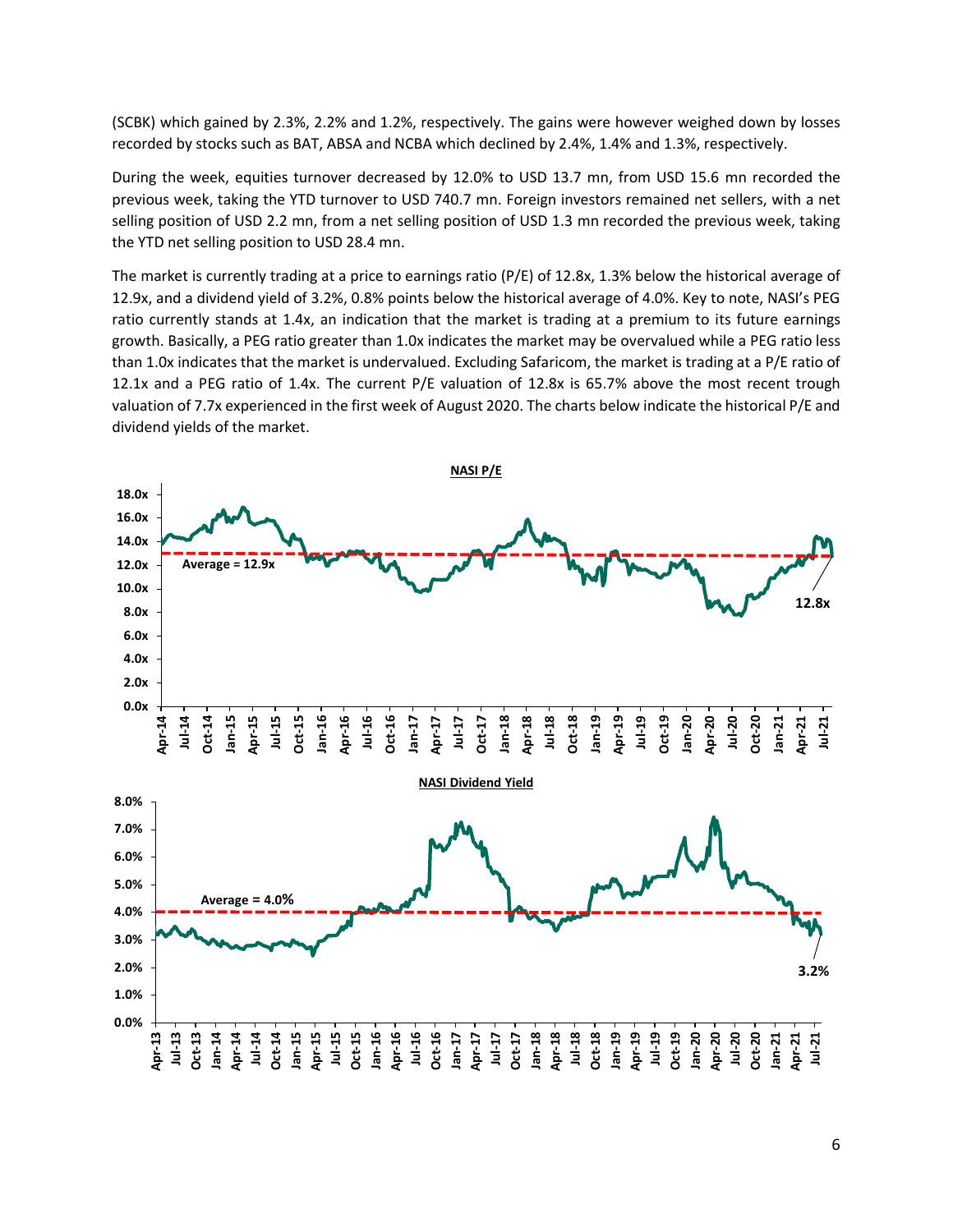(SCBK) which gained by 2.3%, 2.2% and 1.2%, respectively. The gains were however weighed down by losses recorded by stocks such as BAT, ABSA and NCBA which declined by 2.4%, 1.4% and 1.3%, respectively.

During the week, equities turnover decreased by 12.0% to USD 13.7 mn, from USD 15.6 mn recorded the previous week, taking the YTD turnover to USD 740.7 mn. Foreign investors remained net sellers, with a net selling position of USD 2.2 mn, from a net selling position of USD 1.3 mn recorded the previous week, taking the YTD net selling position to USD 28.4 mn.

The market is currently trading at a price to earnings ratio (P/E) of 12.8x, 1.3% below the historical average of 12.9x, and a dividend yield of 3.2%, 0.8% points below the historical average of 4.0%. Key to note, NASI's PEG ratio currently stands at 1.4x, an indication that the market is trading at a premium to its future earnings growth. Basically, a PEG ratio greater than 1.0x indicates the market may be overvalued while a PEG ratio less than 1.0x indicates that the market is undervalued. Excluding Safaricom, the market is trading at a P/E ratio of 12.1x and a PEG ratio of 1.4x. The current P/E valuation of 12.8x is 65.7% above the most recent trough valuation of 7.7x experienced in the first week of August 2020. The charts below indicate the historical P/E and dividend yields of the market.

**NASI P/E**

18.0x
16.0x
14.0x
12.0x
10.0x
8.0x
6.0x
4.0x
2.0x
0.0x

Average = 12.9x

12.8x

Apr-14, Jul-14, Oct-14, Jan-15, Apr-15, Jul-15, Oct-15, Jan-16, Apr-16, Jul-16, Oct-16, Jan-17, Apr-17, Jul-17, Oct-17, Jan-18, Apr-18, Jul-18, Oct-18, Jan-19, Apr-19, Jul-19, Oct-19, Jan-20, Apr-20, Jul-20, Oct-20, Jan-21, Apr-21, Jul-21

**NASI Dividend Yield**

8.0%
7.0%
6.0%
5.0%
4.0%
3.0%
2.0%
1.0%
0.0%

Average = 4.0%

3.2%

Apr-13, Jul-13, Oct-13, Jan-14, Apr-14, Jul-14, Oct-14, Jan-15, Apr-15, Jul-15, Oct-15, Jan-16, Apr-16, Jul-16, Oct-16, Jan-17, Apr-17, Jul-17, Oct-17, Jan-18, Apr-18, Jul-18, Oct-18, Jan-19, Apr-19, Jul-19, Oct-19, Jan-20, Apr-20, Jul-20, Oct-20, Jan-21, Apr-21, Jul-21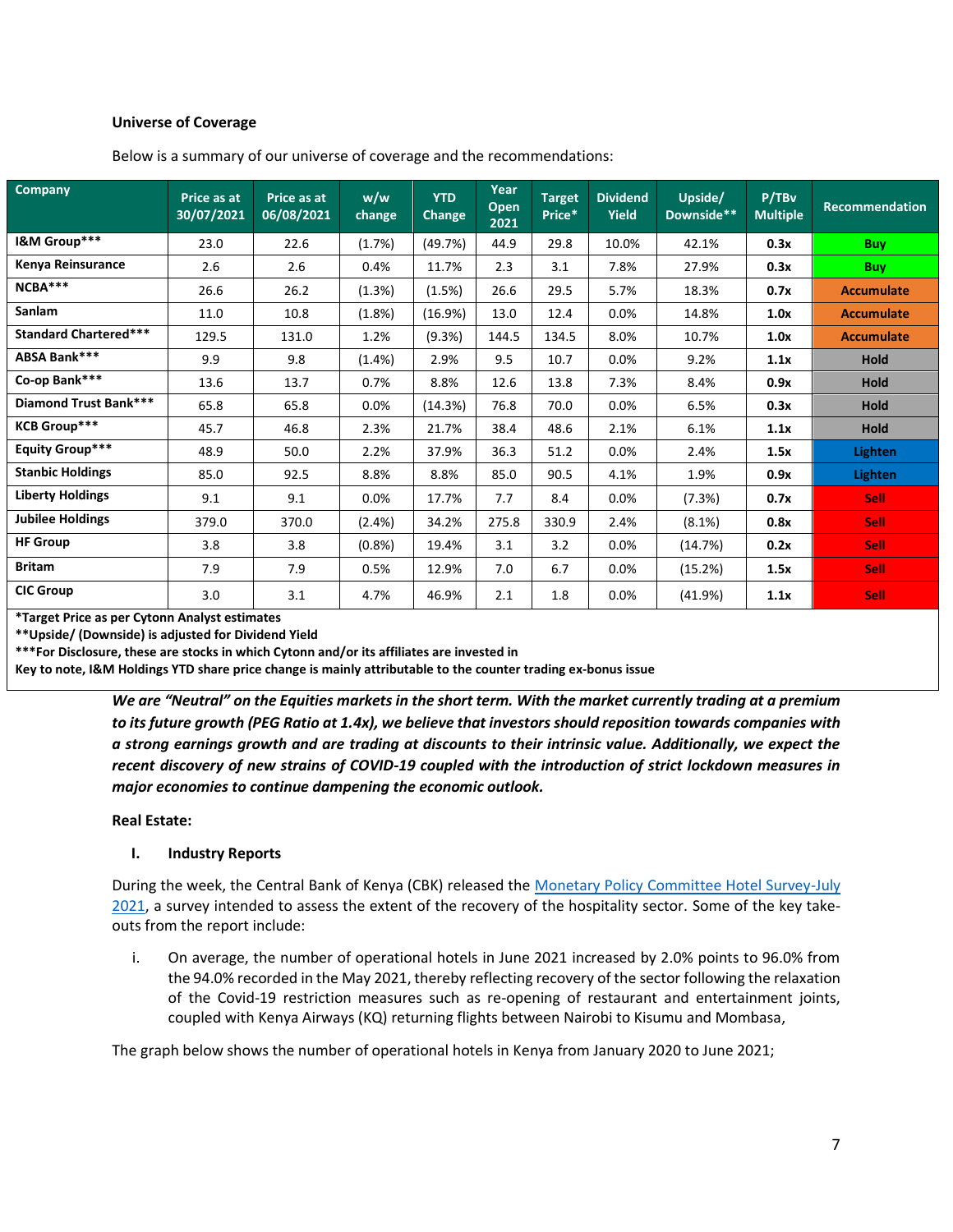**Universe of Coverage**

Below is a summary of our universe of coverage and the recommendations:

| Company | Price as at 30/07/2021 | Price as at 06/08/2021 | w/w change | YTD Change | Year Open 2021 | Target Price* | Dividend Yield | Upside/ Downside** | P/TBv Multiple | Recommendation |
|---|---|---|---|---|---|---|---|---|---|---|
| **I&M Group*** ** | 23.0 | 22.6 | (1.7%) | (49.7%) | 44.9 | 29.8 | 10.0% | 42.1% | **0.3x** | **Buy** |
| **Kenya Reinsurance** | 2.6 | 2.6 | 0.4% | 11.7% | 2.3 | 3.1 | 7.8% | 27.9% | **0.3x** | **Buy** |
| **NCBA*** ** | 26.6 | 26.2 | (1.3%) | (1.5%) | 26.6 | 29.5 | 5.7% | 18.3% | **0.7x** | **Accumulate** |
| **Sanlam** | 11.0 | 10.8 | (1.8%) | (16.9%) | 13.0 | 12.4 | 0.0% | 14.8% | **1.0x** | **Accumulate** |
| **Standard Chartered*** ** | 129.5 | 131.0 | 1.2% | (9.3%) | 144.5 | 134.5 | 8.0% | 10.7% | **1.0x** | **Accumulate** |
| **ABSA Bank*** ** | 9.9 | 9.8 | (1.4%) | 2.9% | 9.5 | 10.7 | 0.0% | 9.2% | **1.1x** | **Hold** |
| **Co-op Bank*** ** | 13.6 | 13.7 | 0.7% | 8.8% | 12.6 | 13.8 | 7.3% | 8.4% | **0.9x** | **Hold** |
| **Diamond Trust Bank*** ** | 65.8 | 65.8 | 0.0% | (14.3%) | 76.8 | 70.0 | 0.0% | 6.5% | **0.3x** | **Hold** |
| **KCB Group*** ** | 45.7 | 46.8 | 2.3% | 21.7% | 38.4 | 48.6 | 2.1% | 6.1% | **1.1x** | **Hold** |
| **Equity Group*** ** | 48.9 | 50.0 | 2.2% | 37.9% | 36.3 | 51.2 | 0.0% | 2.4% | **1.5x** | **Lighten** |
| **Stanbic Holdings** | 85.0 | 92.5 | 8.8% | 8.8% | 85.0 | 90.5 | 4.1% | 1.9% | **0.9x** | **Lighten** |
| **Liberty Holdings** | 9.1 | 9.1 | 0.0% | 17.7% | 7.7 | 8.4 | 0.0% | (7.3%) | **0.7x** | **Sell** |
| **Jubilee Holdings** | 379.0 | 370.0 | (2.4%) | 34.2% | 275.8 | 330.9 | 2.4% | (8.1%) | **0.8x** | **Sell** |
| **HF Group** | 3.8 | 3.8 | (0.8%) | 19.4% | 3.1 | 3.2 | 0.0% | (14.7%) | **0.2x** | **Sell** |
| **Britam** | 7.9 | 7.9 | 0.5% | 12.9% | 7.0 | 6.7 | 0.0% | (15.2%) | **1.5x** | **Sell** |
| **CIC Group** | 3.0 | 3.1 | 4.7% | 46.9% | 2.1 | 1.8 | 0.0% | (41.9%) | **1.1x** | **Sell** |

**\*Target Price as per Cytonn Analyst estimates**

**\*\*Upside/ (Downside) is adjusted for Dividend Yield**

**\*\*\*For Disclosure, these are stocks in which Cytonn and/or its affiliates are invested in**

**Key to note, I&M Holdings YTD share price change is mainly attributable to the counter trading ex-bonus issue**

***We are "Neutral" on the Equities markets in the short term. With the market currently trading at a premium to its future growth (PEG Ratio at 1.4x), we believe that investors should reposition towards companies with a strong earnings growth and are trading at discounts to their intrinsic value. Additionally, we expect the recent discovery of new strains of COVID-19 coupled with the introduction of strict lockdown measures in major economies to continue dampening the economic outlook.***

**Real Estate:**

**I. Industry Reports**

During the week, the Central Bank of Kenya (CBK) released the Monetary Policy Committee Hotel Survey-July 2021, a survey intended to assess the extent of the recovery of the hospitality sector. Some of the key take-outs from the report include:

i. On average, the number of operational hotels in June 2021 increased by 2.0% points to 96.0% from the 94.0% recorded in the May 2021, thereby reflecting recovery of the sector following the relaxation of the Covid-19 restriction measures such as re-opening of restaurant and entertainment joints, coupled with Kenya Airways (KQ) returning flights between Nairobi to Kisumu and Mombasa,

The graph below shows the number of operational hotels in Kenya from January 2020 to June 2021;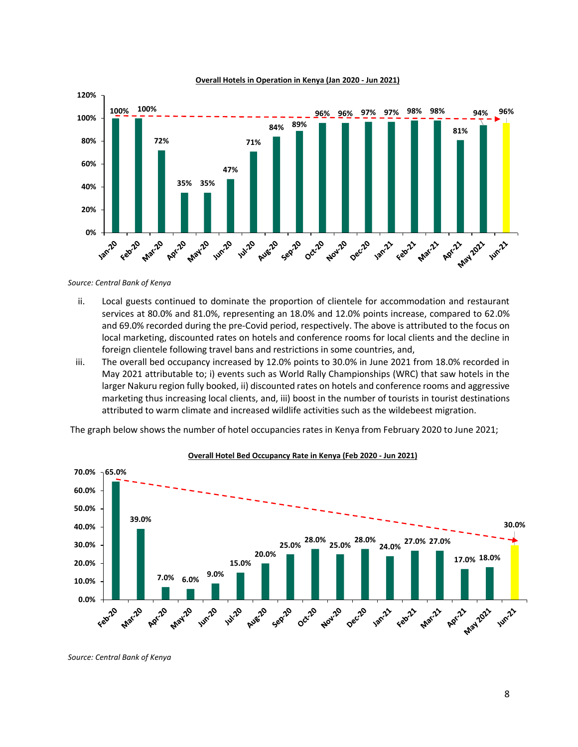**Overall Hotels in Operation in Kenya (Jan 2020 - Jun 2021)**

120%
100%
80%
60%
40%
20%
0%

Jan-20: 100%
Feb-20: 100%
Mar-20: 72%
Apr-20: 35%
May-20: 35%
Jun-20: 47%
Jul-20: 71%
Aug-20: 84%
Sep-20: 89%
Oct-20: 96%
Nov-20: 96%
Dec-20: 97%
Jan-21: 97%
Feb-21: 98%
Mar-21: 98%
Apr-21: 81%
May 2021: 94%
Jun-21: 96%

*Source: Central Bank of Kenya*

ii. Local guests continued to dominate the proportion of clientele for accommodation and restaurant services at 80.0% and 81.0%, representing an 18.0% and 12.0% points increase, compared to 62.0% and 69.0% recorded during the pre-Covid period, respectively. The above is attributed to the focus on local marketing, discounted rates on hotels and conference rooms for local clients and the decline in foreign clientele following travel bans and restrictions in some countries, and,

iii. The overall bed occupancy increased by 12.0% points to 30.0% in June 2021 from 18.0% recorded in May 2021 attributable to; i) events such as World Rally Championships (WRC) that saw hotels in the larger Nakuru region fully booked, ii) discounted rates on hotels and conference rooms and aggressive marketing thus increasing local clients, and, iii) boost in the number of tourists in tourist destinations attributed to warm climate and increased wildlife activities such as the wildebeest migration.

The graph below shows the number of hotel occupancies rates in Kenya from February 2020 to June 2021;

**Overall Hotel Bed Occupancy Rate in Kenya (Feb 2020 - Jun 2021)**

70.0%
60.0%
50.0%
40.0%
30.0%
20.0%
10.0%
0.0%

Feb-20: 65.0%
Mar-20: 39.0%
Apr-20: 7.0%
May-20: 6.0%
Jun-20: 9.0%
Jul-20: 15.0%
Aug-20: 20.0%
Sep-20: 25.0%
Oct-20: 28.0%
Nov-20: 25.0%
Dec-20: 28.0%
Jan-21: 24.0%
Feb-21: 27.0%
Mar-21: 27.0%
Apr-21: 17.0%
May 2021: 18.0%
Jun-21: 30.0%

*Source: Central Bank of Kenya*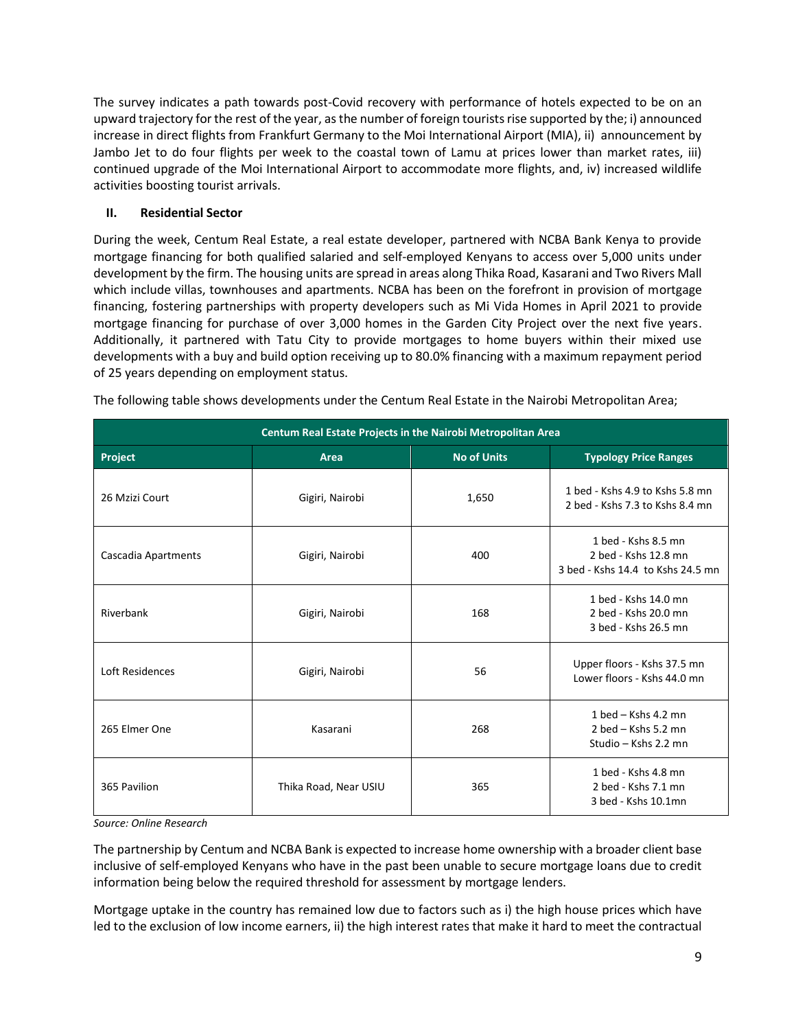The survey indicates a path towards post-Covid recovery with performance of hotels expected to be on an upward trajectory for the rest of the year, as the number of foreign tourists rise supported by the; i) announced increase in direct flights from Frankfurt Germany to the Moi International Airport (MIA), ii) announcement by Jambo Jet to do four flights per week to the coastal town of Lamu at prices lower than market rates, iii) continued upgrade of the Moi International Airport to accommodate more flights, and, iv) increased wildlife activities boosting tourist arrivals.

## II. Residential Sector

During the week, Centum Real Estate, a real estate developer, partnered with NCBA Bank Kenya to provide mortgage financing for both qualified salaried and self-employed Kenyans to access over 5,000 units under development by the firm. The housing units are spread in areas along Thika Road, Kasarani and Two Rivers Mall which include villas, townhouses and apartments. NCBA has been on the forefront in provision of mortgage financing, fostering partnerships with property developers such as Mi Vida Homes in April 2021 to provide mortgage financing for purchase of over 3,000 homes in the Garden City Project over the next five years. Additionally, it partnered with Tatu City to provide mortgages to home buyers within their mixed use developments with a buy and build option receiving up to 80.0% financing with a maximum repayment period of 25 years depending on employment status.

The following table shows developments under the Centum Real Estate in the Nairobi Metropolitan Area;

| Centum Real Estate Projects in the Nairobi Metropolitan Area | | | |
|---|---|---|---|
| **Project** | **Area** | **No of Units** | **Typology Price Ranges** |
| 26 Mzizi Court | Gigiri, Nairobi | 1,650 | 1 bed - Kshs 4.9 to Kshs 5.8 mn<br>2 bed - Kshs 7.3 to Kshs 8.4 mn |
| Cascadia Apartments | Gigiri, Nairobi | 400 | 1 bed - Kshs 8.5 mn<br>2 bed - Kshs 12.8 mn<br>3 bed - Kshs 14.4 to Kshs 24.5 mn |
| Riverbank | Gigiri, Nairobi | 168 | 1 bed - Kshs 14.0 mn<br>2 bed - Kshs 20.0 mn<br>3 bed - Kshs 26.5 mn |
| Loft Residences | Gigiri, Nairobi | 56 | Upper floors - Kshs 37.5 mn<br>Lower floors - Kshs 44.0 mn |
| 265 Elmer One | Kasarani | 268 | 1 bed – Kshs 4.2 mn<br>2 bed – Kshs 5.2 mn<br>Studio – Kshs 2.2 mn |
| 365 Pavilion | Thika Road, Near USIU | 365 | 1 bed - Kshs 4.8 mn<br>2 bed - Kshs 7.1 mn<br>3 bed - Kshs 10.1mn |

*Source: Online Research*

The partnership by Centum and NCBA Bank is expected to increase home ownership with a broader client base inclusive of self-employed Kenyans who have in the past been unable to secure mortgage loans due to credit information being below the required threshold for assessment by mortgage lenders.

Mortgage uptake in the country has remained low due to factors such as i) the high house prices which have led to the exclusion of low income earners, ii) the high interest rates that make it hard to meet the contractual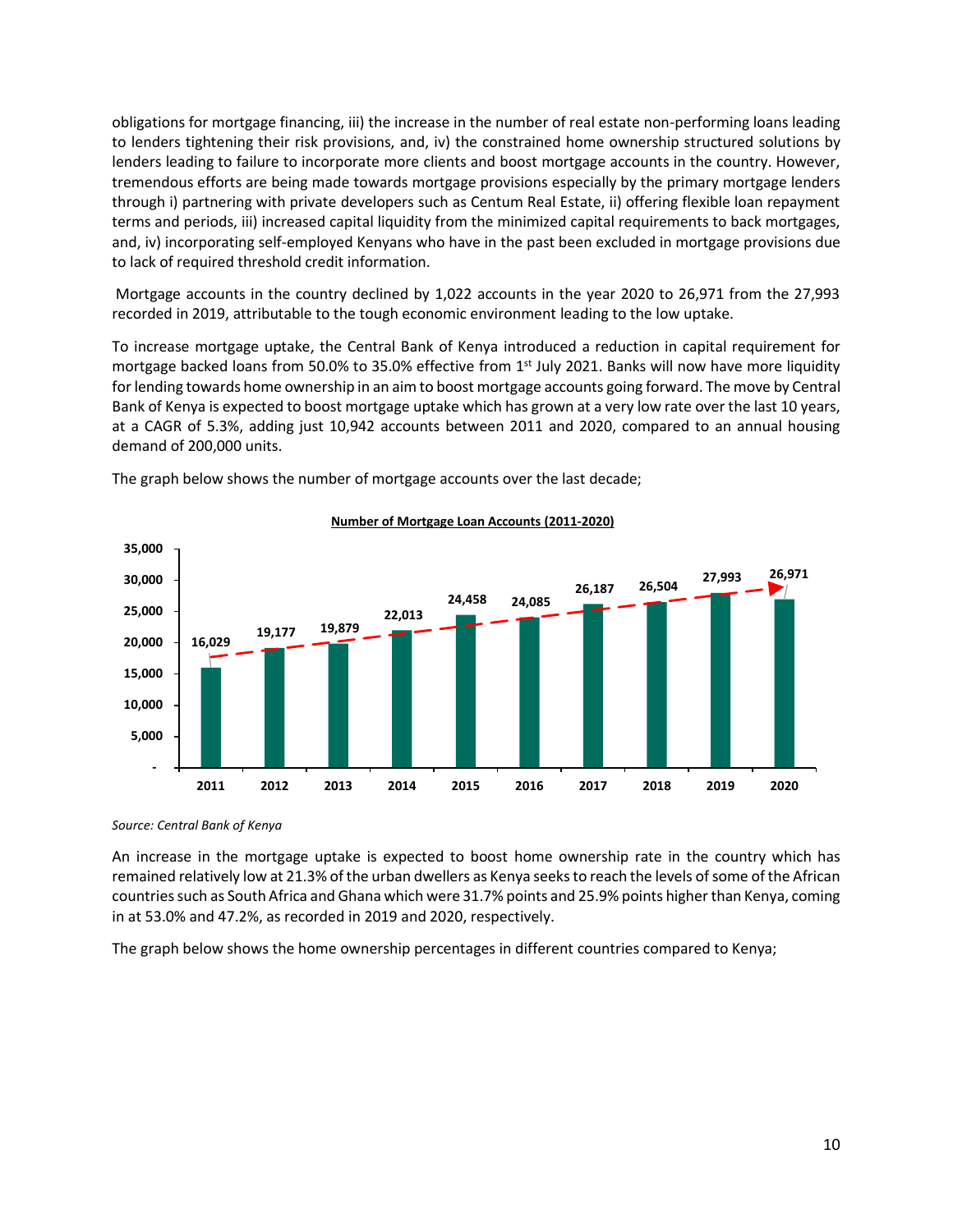obligations for mortgage financing, iii) the increase in the number of real estate non-performing loans leading to lenders tightening their risk provisions, and, iv) the constrained home ownership structured solutions by lenders leading to failure to incorporate more clients and boost mortgage accounts in the country. However, tremendous efforts are being made towards mortgage provisions especially by the primary mortgage lenders through i) partnering with private developers such as Centum Real Estate, ii) offering flexible loan repayment terms and periods, iii) increased capital liquidity from the minimized capital requirements to back mortgages, and, iv) incorporating self-employed Kenyans who have in the past been excluded in mortgage provisions due to lack of required threshold credit information.

Mortgage accounts in the country declined by 1,022 accounts in the year 2020 to 26,971 from the 27,993 recorded in 2019, attributable to the tough economic environment leading to the low uptake.

To increase mortgage uptake, the Central Bank of Kenya introduced a reduction in capital requirement for mortgage backed loans from 50.0% to 35.0% effective from 1st July 2021. Banks will now have more liquidity for lending towards home ownership in an aim to boost mortgage accounts going forward. The move by Central Bank of Kenya is expected to boost mortgage uptake which has grown at a very low rate over the last 10 years, at a CAGR of 5.3%, adding just 10,942 accounts between 2011 and 2020, compared to an annual housing demand of 200,000 units.

The graph below shows the number of mortgage accounts over the last decade;

**Number of Mortgage Loan Accounts (2011-2020)**

35,000
30,000
25,000
20,000
15,000
10,000
5,000
-

2011: 16,029
2012: 19,177
2013: 19,879
2014: 22,013
2015: 24,458
2016: 24,085
2017: 26,187
2018: 26,504
2019: 27,993
2020: 26,971

*Source: Central Bank of Kenya*

An increase in the mortgage uptake is expected to boost home ownership rate in the country which has remained relatively low at 21.3% of the urban dwellers as Kenya seeks to reach the levels of some of the African countries such as South Africa and Ghana which were 31.7% points and 25.9% points higher than Kenya, coming in at 53.0% and 47.2%, as recorded in 2019 and 2020, respectively.

The graph below shows the home ownership percentages in different countries compared to Kenya;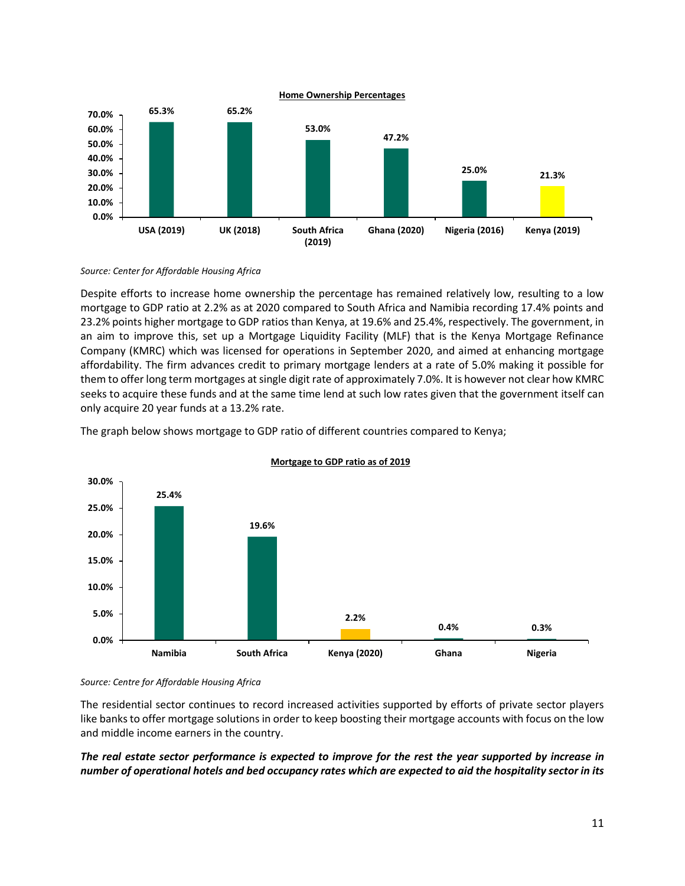**Home Ownership Percentages**

70.0%
60.0%
50.0%
40.0%
30.0%
20.0%
10.0%
0.0%

65.3%
65.2%
53.0%
47.2%
25.0%
21.3%

USA (2019)
UK (2018)
South Africa (2019)
Ghana (2020)
Nigeria (2016)
Kenya (2019)

*Source: Center for Affordable Housing Africa*

Despite efforts to increase home ownership the percentage has remained relatively low, resulting to a low mortgage to GDP ratio at 2.2% as at 2020 compared to South Africa and Namibia recording 17.4% points and 23.2% points higher mortgage to GDP ratios than Kenya, at 19.6% and 25.4%, respectively. The government, in an aim to improve this, set up a Mortgage Liquidity Facility (MLF) that is the Kenya Mortgage Refinance Company (KMRC) which was licensed for operations in September 2020, and aimed at enhancing mortgage affordability. The firm advances credit to primary mortgage lenders at a rate of 5.0% making it possible for them to offer long term mortgages at single digit rate of approximately 7.0%. It is however not clear how KMRC seeks to acquire these funds and at the same time lend at such low rates given that the government itself can only acquire 20 year funds at a 13.2% rate.

The graph below shows mortgage to GDP ratio of different countries compared to Kenya;

**Mortgage to GDP ratio as of 2019**

30.0%
25.0%
20.0%
15.0%
10.0%
5.0%
0.0%

25.4%
19.6%
2.2%
0.4%
0.3%

Namibia
South Africa
Kenya (2020)
Ghana
Nigeria

*Source: Centre for Affordable Housing Africa*

The residential sector continues to record increased activities supported by efforts of private sector players like banks to offer mortgage solutions in order to keep boosting their mortgage accounts with focus on the low and middle income earners in the country.

***The real estate sector performance is expected to improve for the rest the year supported by increase in number of operational hotels and bed occupancy rates which are expected to aid the hospitality sector in its***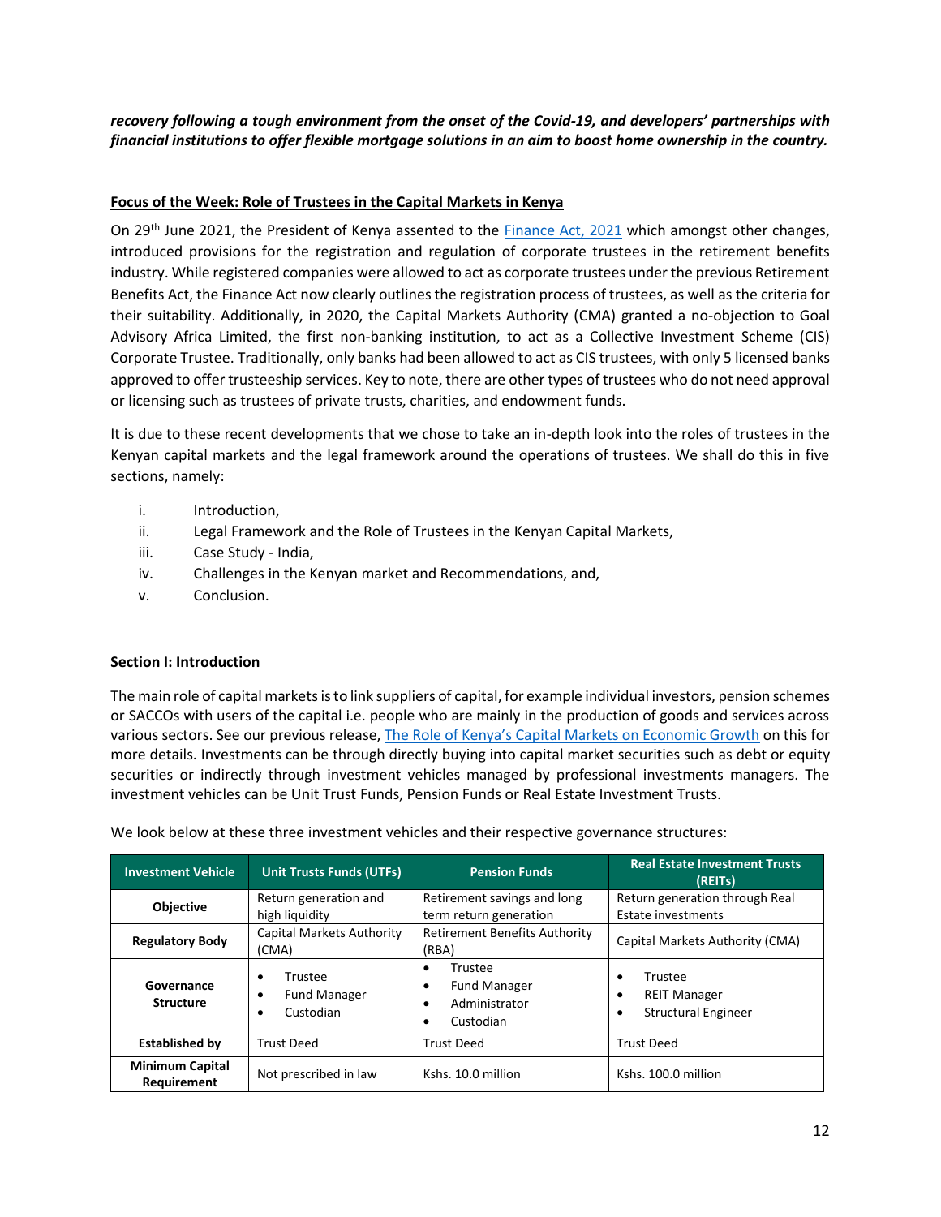***recovery following a tough environment from the onset of the Covid-19, and developers' partnerships with financial institutions to offer flexible mortgage solutions in an aim to boost home ownership in the country.***

**Focus of the Week: Role of Trustees in the Capital Markets in Kenya**

On 29th June 2021, the President of Kenya assented to the Finance Act, 2021 which amongst other changes, introduced provisions for the registration and regulation of corporate trustees in the retirement benefits industry. While registered companies were allowed to act as corporate trustees under the previous Retirement Benefits Act, the Finance Act now clearly outlines the registration process of trustees, as well as the criteria for their suitability. Additionally, in 2020, the Capital Markets Authority (CMA) granted a no-objection to Goal Advisory Africa Limited, the first non-banking institution, to act as a Collective Investment Scheme (CIS) Corporate Trustee. Traditionally, only banks had been allowed to act as CIS trustees, with only 5 licensed banks approved to offer trusteeship services. Key to note, there are other types of trustees who do not need approval or licensing such as trustees of private trusts, charities, and endowment funds.

It is due to these recent developments that we chose to take an in-depth look into the roles of trustees in the Kenyan capital markets and the legal framework around the operations of trustees. We shall do this in five sections, namely:

i. Introduction,
ii. Legal Framework and the Role of Trustees in the Kenyan Capital Markets,
iii. Case Study - India,
iv. Challenges in the Kenyan market and Recommendations, and,
v. Conclusion.

**Section I: Introduction**

The main role of capital markets is to link suppliers of capital, for example individual investors, pension schemes or SACCOs with users of the capital i.e. people who are mainly in the production of goods and services across various sectors. See our previous release, The Role of Kenya's Capital Markets on Economic Growth on this for more details. Investments can be through directly buying into capital market securities such as debt or equity securities or indirectly through investment vehicles managed by professional investments managers. The investment vehicles can be Unit Trust Funds, Pension Funds or Real Estate Investment Trusts.

We look below at these three investment vehicles and their respective governance structures:

| Investment Vehicle | Unit Trusts Funds (UTFs) | Pension Funds | Real Estate Investment Trusts (REITs) |
|---|---|---|---|
| **Objective** | Return generation and high liquidity | Retirement savings and long term return generation | Return generation through Real Estate investments |
| **Regulatory Body** | Capital Markets Authority (CMA) | Retirement Benefits Authority (RBA) | Capital Markets Authority (CMA) |
| **Governance Structure** | • Trustee<br>• Fund Manager<br>• Custodian | • Trustee<br>• Fund Manager<br>• Administrator<br>• Custodian | • Trustee<br>• REIT Manager<br>• Structural Engineer |
| **Established by** | Trust Deed | Trust Deed | Trust Deed |
| **Minimum Capital Requirement** | Not prescribed in law | Kshs. 10.0 million | Kshs. 100.0 million |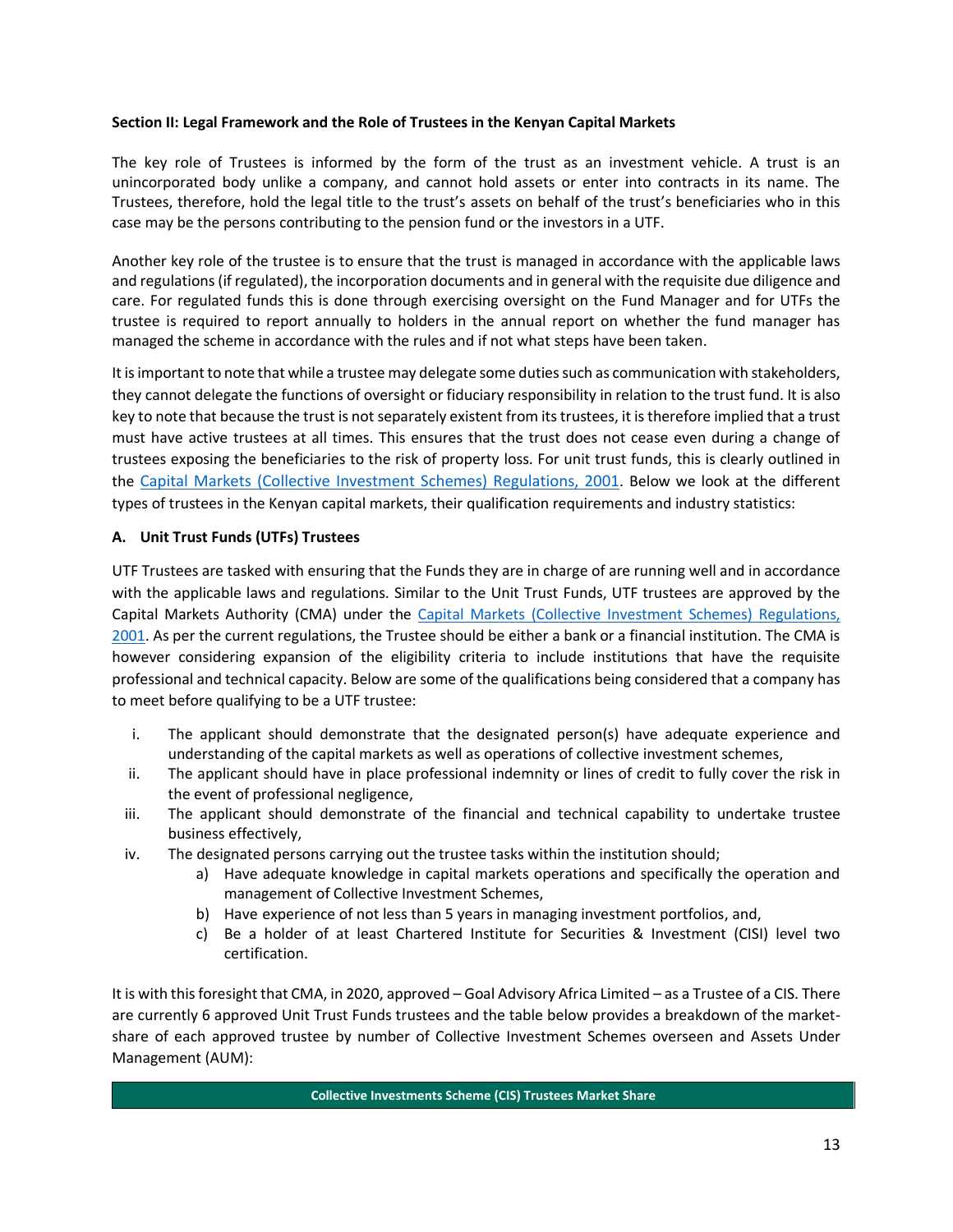**Section II: Legal Framework and the Role of Trustees in the Kenyan Capital Markets**

The key role of Trustees is informed by the form of the trust as an investment vehicle. A trust is an unincorporated body unlike a company, and cannot hold assets or enter into contracts in its name. The Trustees, therefore, hold the legal title to the trust's assets on behalf of the trust's beneficiaries who in this case may be the persons contributing to the pension fund or the investors in a UTF.

Another key role of the trustee is to ensure that the trust is managed in accordance with the applicable laws and regulations (if regulated), the incorporation documents and in general with the requisite due diligence and care. For regulated funds this is done through exercising oversight on the Fund Manager and for UTFs the trustee is required to report annually to holders in the annual report on whether the fund manager has managed the scheme in accordance with the rules and if not what steps have been taken.

It is important to note that while a trustee may delegate some duties such as communication with stakeholders, they cannot delegate the functions of oversight or fiduciary responsibility in relation to the trust fund. It is also key to note that because the trust is not separately existent from its trustees, it is therefore implied that a trust must have active trustees at all times. This ensures that the trust does not cease even during a change of trustees exposing the beneficiaries to the risk of property loss. For unit trust funds, this is clearly outlined in the [Capital Markets (Collective Investment Schemes) Regulations, 2001](). Below we look at the different types of trustees in the Kenyan capital markets, their qualification requirements and industry statistics:

**A. Unit Trust Funds (UTFs) Trustees**

UTF Trustees are tasked with ensuring that the Funds they are in charge of are running well and in accordance with the applicable laws and regulations. Similar to the Unit Trust Funds, UTF trustees are approved by the Capital Markets Authority (CMA) under the [Capital Markets (Collective Investment Schemes) Regulations, 2001](). As per the current regulations, the Trustee should be either a bank or a financial institution. The CMA is however considering expansion of the eligibility criteria to include institutions that have the requisite professional and technical capacity. Below are some of the qualifications being considered that a company has to meet before qualifying to be a UTF trustee:

i. The applicant should demonstrate that the designated person(s) have adequate experience and understanding of the capital markets as well as operations of collective investment schemes,
ii. The applicant should have in place professional indemnity or lines of credit to fully cover the risk in the event of professional negligence,
iii. The applicant should demonstrate of the financial and technical capability to undertake trustee business effectively,
iv. The designated persons carrying out the trustee tasks within the institution should;
    a) Have adequate knowledge in capital markets operations and specifically the operation and management of Collective Investment Schemes,
    b) Have experience of not less than 5 years in managing investment portfolios, and,
    c) Be a holder of at least Chartered Institute for Securities & Investment (CISI) level two certification.

It is with this foresight that CMA, in 2020, approved – Goal Advisory Africa Limited – as a Trustee of a CIS. There are currently 6 approved Unit Trust Funds trustees and the table below provides a breakdown of the market-share of each approved trustee by number of Collective Investment Schemes overseen and Assets Under Management (AUM):

**Collective Investments Scheme (CIS) Trustees Market Share**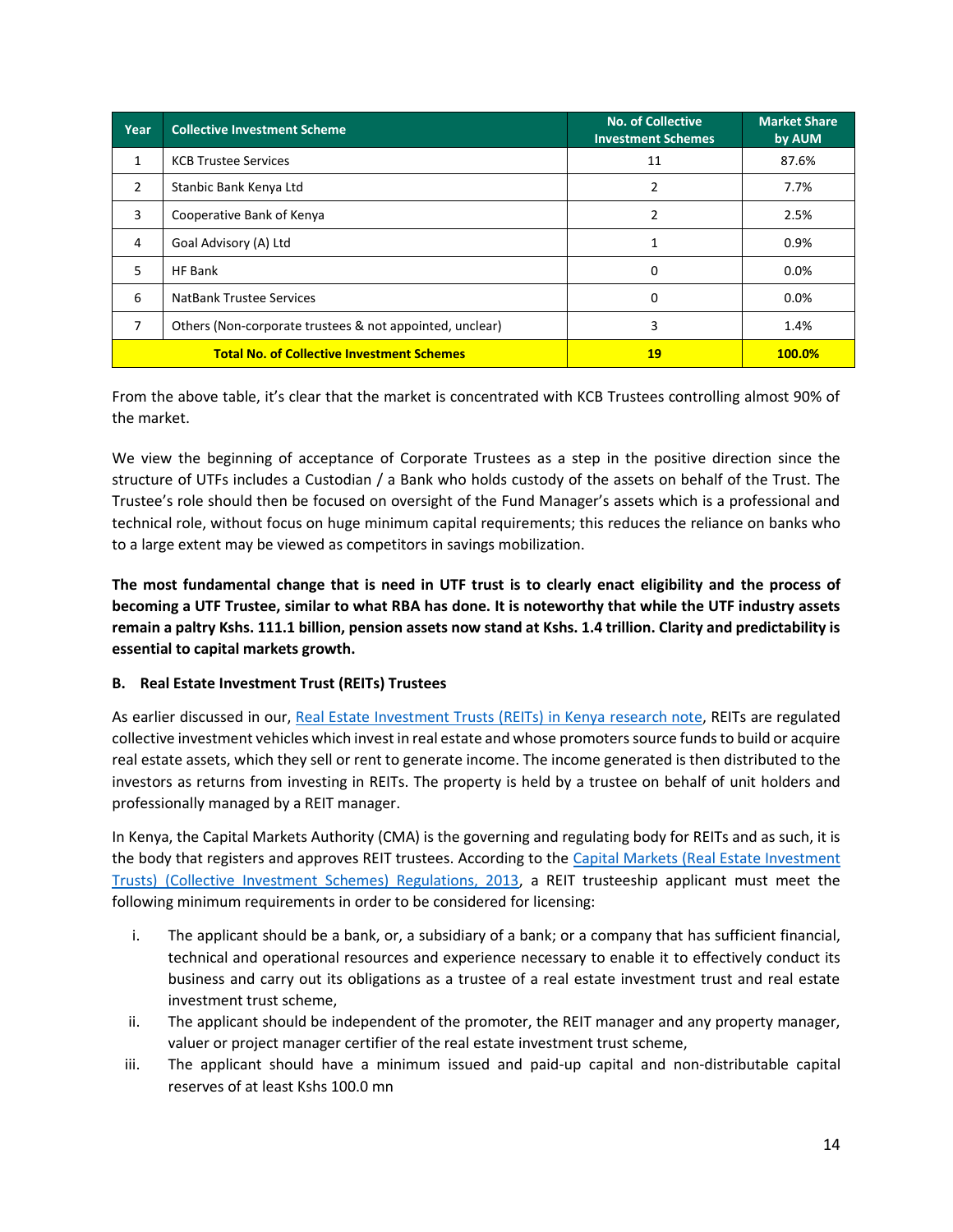| Year | Collective Investment Scheme | No. of Collective Investment Schemes | Market Share by AUM |
|---|---|---|---|
| 1 | KCB Trustee Services | 11 | 87.6% |
| 2 | Stanbic Bank Kenya Ltd | 2 | 7.7% |
| 3 | Cooperative Bank of Kenya | 2 | 2.5% |
| 4 | Goal Advisory (A) Ltd | 1 | 0.9% |
| 5 | HF Bank | 0 | 0.0% |
| 6 | NatBank Trustee Services | 0 | 0.0% |
| 7 | Others (Non-corporate trustees & not appointed, unclear) | 3 | 1.4% |
| **Total No. of Collective Investment Schemes** | | **19** | **100.0%** |

From the above table, it's clear that the market is concentrated with KCB Trustees controlling almost 90% of the market.

We view the beginning of acceptance of Corporate Trustees as a step in the positive direction since the structure of UTFs includes a Custodian / a Bank who holds custody of the assets on behalf of the Trust. The Trustee's role should then be focused on oversight of the Fund Manager's assets which is a professional and technical role, without focus on huge minimum capital requirements; this reduces the reliance on banks who to a large extent may be viewed as competitors in savings mobilization.

**The most fundamental change that is need in UTF trust is to clearly enact eligibility and the process of becoming a UTF Trustee, similar to what RBA has done. It is noteworthy that while the UTF industry assets remain a paltry Kshs. 111.1 billion, pension assets now stand at Kshs. 1.4 trillion. Clarity and predictability is essential to capital markets growth.**

**B. Real Estate Investment Trust (REITs) Trustees**

As earlier discussed in our, Real Estate Investment Trusts (REITs) in Kenya research note, REITs are regulated collective investment vehicles which invest in real estate and whose promoters source funds to build or acquire real estate assets, which they sell or rent to generate income. The income generated is then distributed to the investors as returns from investing in REITs. The property is held by a trustee on behalf of unit holders and professionally managed by a REIT manager.

In Kenya, the Capital Markets Authority (CMA) is the governing and regulating body for REITs and as such, it is the body that registers and approves REIT trustees. According to the Capital Markets (Real Estate Investment Trusts) (Collective Investment Schemes) Regulations, 2013, a REIT trusteeship applicant must meet the following minimum requirements in order to be considered for licensing:

i. The applicant should be a bank, or, a subsidiary of a bank; or a company that has sufficient financial, technical and operational resources and experience necessary to enable it to effectively conduct its business and carry out its obligations as a trustee of a real estate investment trust and real estate investment trust scheme,
ii. The applicant should be independent of the promoter, the REIT manager and any property manager, valuer or project manager certifier of the real estate investment trust scheme,
iii. The applicant should have a minimum issued and paid-up capital and non-distributable capital reserves of at least Kshs 100.0 mn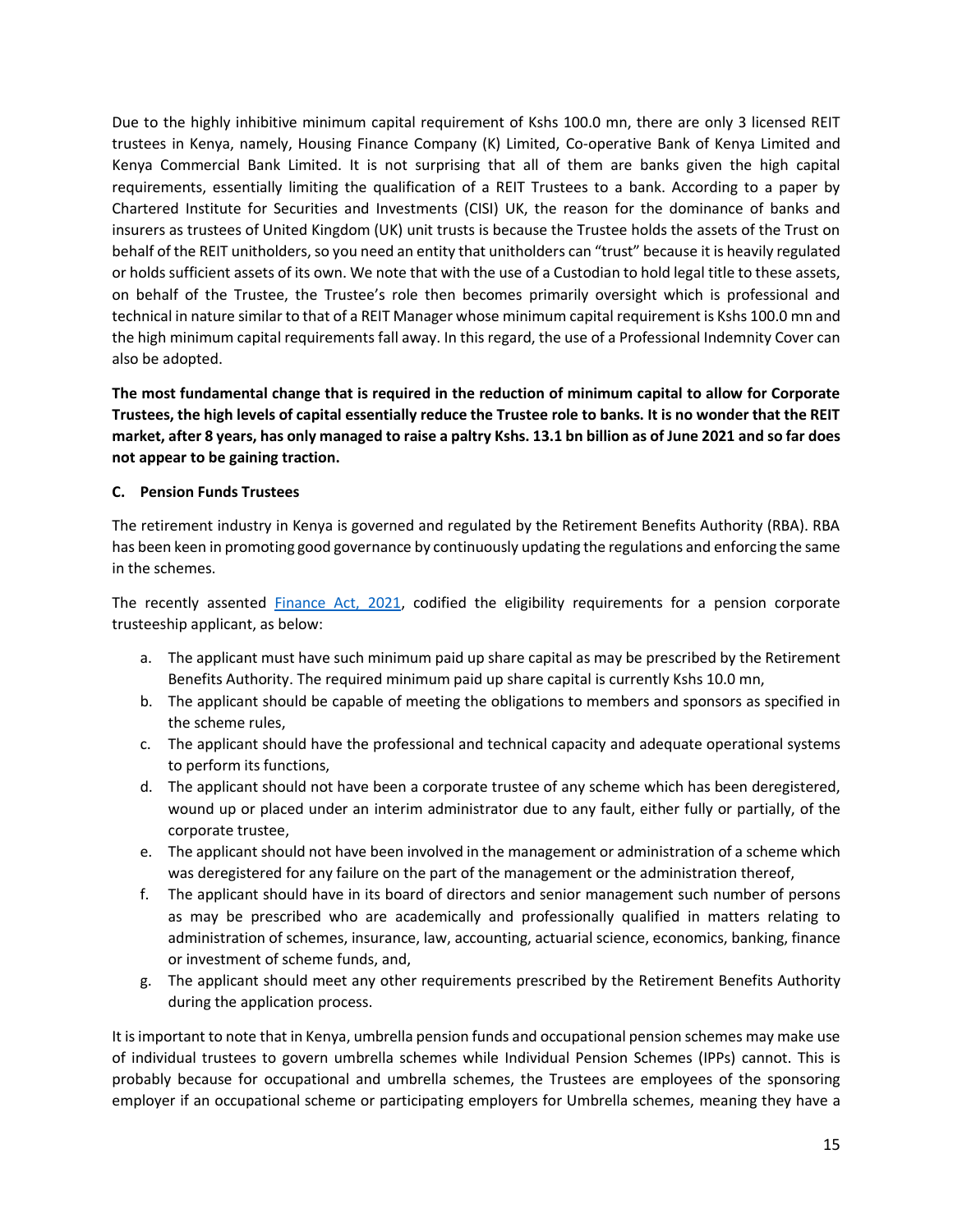Due to the highly inhibitive minimum capital requirement of Kshs 100.0 mn, there are only 3 licensed REIT trustees in Kenya, namely, Housing Finance Company (K) Limited, Co-operative Bank of Kenya Limited and Kenya Commercial Bank Limited. It is not surprising that all of them are banks given the high capital requirements, essentially limiting the qualification of a REIT Trustees to a bank. According to a paper by Chartered Institute for Securities and Investments (CISI) UK, the reason for the dominance of banks and insurers as trustees of United Kingdom (UK) unit trusts is because the Trustee holds the assets of the Trust on behalf of the REIT unitholders, so you need an entity that unitholders can "trust" because it is heavily regulated or holds sufficient assets of its own. We note that with the use of a Custodian to hold legal title to these assets, on behalf of the Trustee, the Trustee's role then becomes primarily oversight which is professional and technical in nature similar to that of a REIT Manager whose minimum capital requirement is Kshs 100.0 mn and the high minimum capital requirements fall away. In this regard, the use of a Professional Indemnity Cover can also be adopted.

**The most fundamental change that is required in the reduction of minimum capital to allow for Corporate Trustees, the high levels of capital essentially reduce the Trustee role to banks. It is no wonder that the REIT market, after 8 years, has only managed to raise a paltry Kshs. 13.1 bn billion as of June 2021 and so far does not appear to be gaining traction.**

### C. Pension Funds Trustees

The retirement industry in Kenya is governed and regulated by the Retirement Benefits Authority (RBA). RBA has been keen in promoting good governance by continuously updating the regulations and enforcing the same in the schemes.

The recently assented Finance Act, 2021, codified the eligibility requirements for a pension corporate trusteeship applicant, as below:

a. The applicant must have such minimum paid up share capital as may be prescribed by the Retirement Benefits Authority. The required minimum paid up share capital is currently Kshs 10.0 mn,
b. The applicant should be capable of meeting the obligations to members and sponsors as specified in the scheme rules,
c. The applicant should have the professional and technical capacity and adequate operational systems to perform its functions,
d. The applicant should not have been a corporate trustee of any scheme which has been deregistered, wound up or placed under an interim administrator due to any fault, either fully or partially, of the corporate trustee,
e. The applicant should not have been involved in the management or administration of a scheme which was deregistered for any failure on the part of the management or the administration thereof,
f. The applicant should have in its board of directors and senior management such number of persons as may be prescribed who are academically and professionally qualified in matters relating to administration of schemes, insurance, law, accounting, actuarial science, economics, banking, finance or investment of scheme funds, and,
g. The applicant should meet any other requirements prescribed by the Retirement Benefits Authority during the application process.

It is important to note that in Kenya, umbrella pension funds and occupational pension schemes may make use of individual trustees to govern umbrella schemes while Individual Pension Schemes (IPPs) cannot. This is probably because for occupational and umbrella schemes, the Trustees are employees of the sponsoring employer if an occupational scheme or participating employers for Umbrella schemes, meaning they have a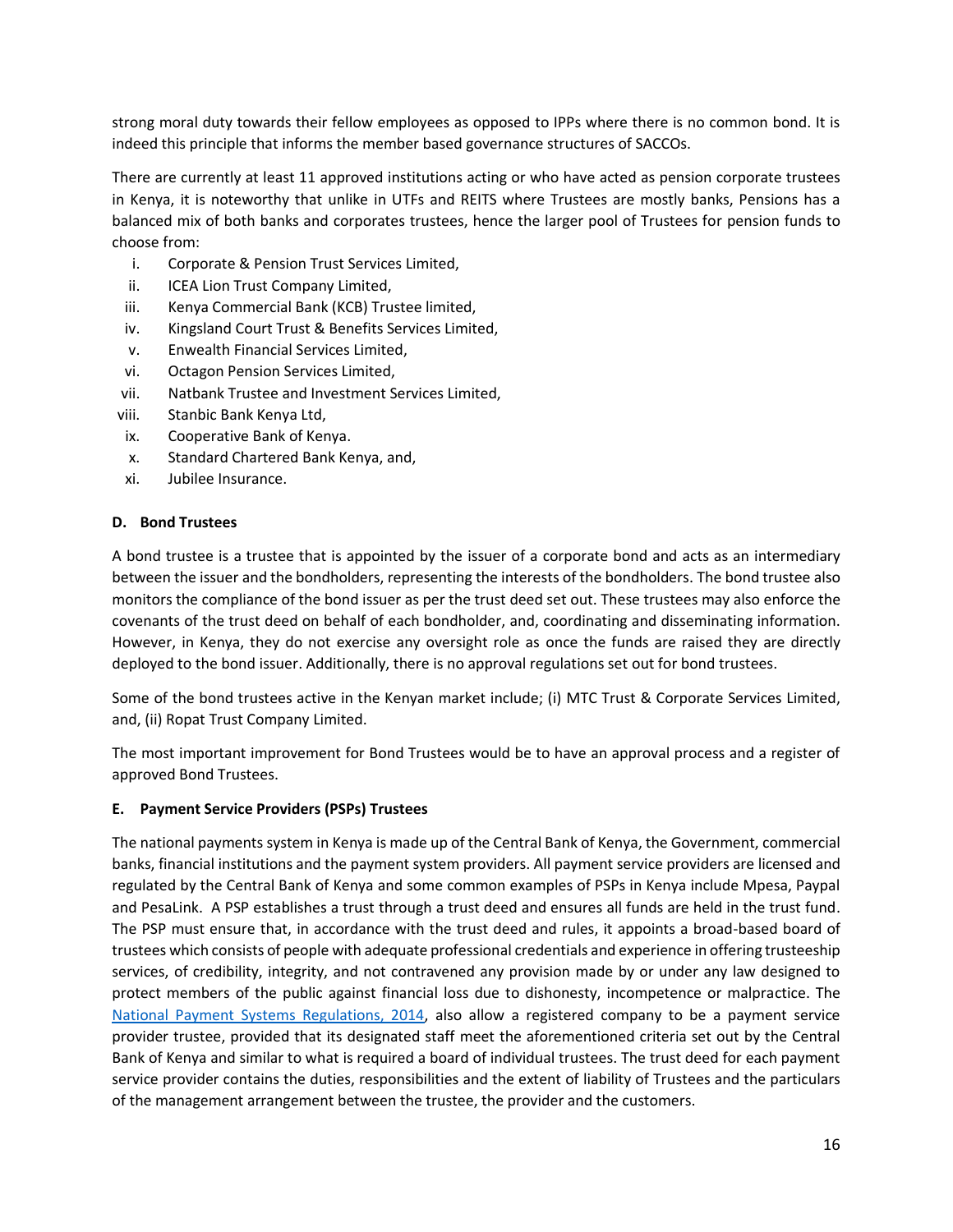strong moral duty towards their fellow employees as opposed to IPPs where there is no common bond. It is indeed this principle that informs the member based governance structures of SACCOs.

There are currently at least 11 approved institutions acting or who have acted as pension corporate trustees in Kenya, it is noteworthy that unlike in UTFs and REITS where Trustees are mostly banks, Pensions has a balanced mix of both banks and corporates trustees, hence the larger pool of Trustees for pension funds to choose from:

i. Corporate & Pension Trust Services Limited,
ii. ICEA Lion Trust Company Limited,
iii. Kenya Commercial Bank (KCB) Trustee limited,
iv. Kingsland Court Trust & Benefits Services Limited,
v. Enwealth Financial Services Limited,
vi. Octagon Pension Services Limited,
vii. Natbank Trustee and Investment Services Limited,
viii. Stanbic Bank Kenya Ltd,
ix. Cooperative Bank of Kenya.
x. Standard Chartered Bank Kenya, and,
xi. Jubilee Insurance.

**D. Bond Trustees**

A bond trustee is a trustee that is appointed by the issuer of a corporate bond and acts as an intermediary between the issuer and the bondholders, representing the interests of the bondholders. The bond trustee also monitors the compliance of the bond issuer as per the trust deed set out. These trustees may also enforce the covenants of the trust deed on behalf of each bondholder, and, coordinating and disseminating information. However, in Kenya, they do not exercise any oversight role as once the funds are raised they are directly deployed to the bond issuer. Additionally, there is no approval regulations set out for bond trustees.

Some of the bond trustees active in the Kenyan market include; (i) MTC Trust & Corporate Services Limited, and, (ii) Ropat Trust Company Limited.

The most important improvement for Bond Trustees would be to have an approval process and a register of approved Bond Trustees.

**E. Payment Service Providers (PSPs) Trustees**

The national payments system in Kenya is made up of the Central Bank of Kenya, the Government, commercial banks, financial institutions and the payment system providers. All payment service providers are licensed and regulated by the Central Bank of Kenya and some common examples of PSPs in Kenya include Mpesa, Paypal and PesaLink. A PSP establishes a trust through a trust deed and ensures all funds are held in the trust fund. The PSP must ensure that, in accordance with the trust deed and rules, it appoints a broad-based board of trustees which consists of people with adequate professional credentials and experience in offering trusteeship services, of credibility, integrity, and not contravened any provision made by or under any law designed to protect members of the public against financial loss due to dishonesty, incompetence or malpractice. The National Payment Systems Regulations, 2014, also allow a registered company to be a payment service provider trustee, provided that its designated staff meet the aforementioned criteria set out by the Central Bank of Kenya and similar to what is required a board of individual trustees. The trust deed for each payment service provider contains the duties, responsibilities and the extent of liability of Trustees and the particulars of the management arrangement between the trustee, the provider and the customers.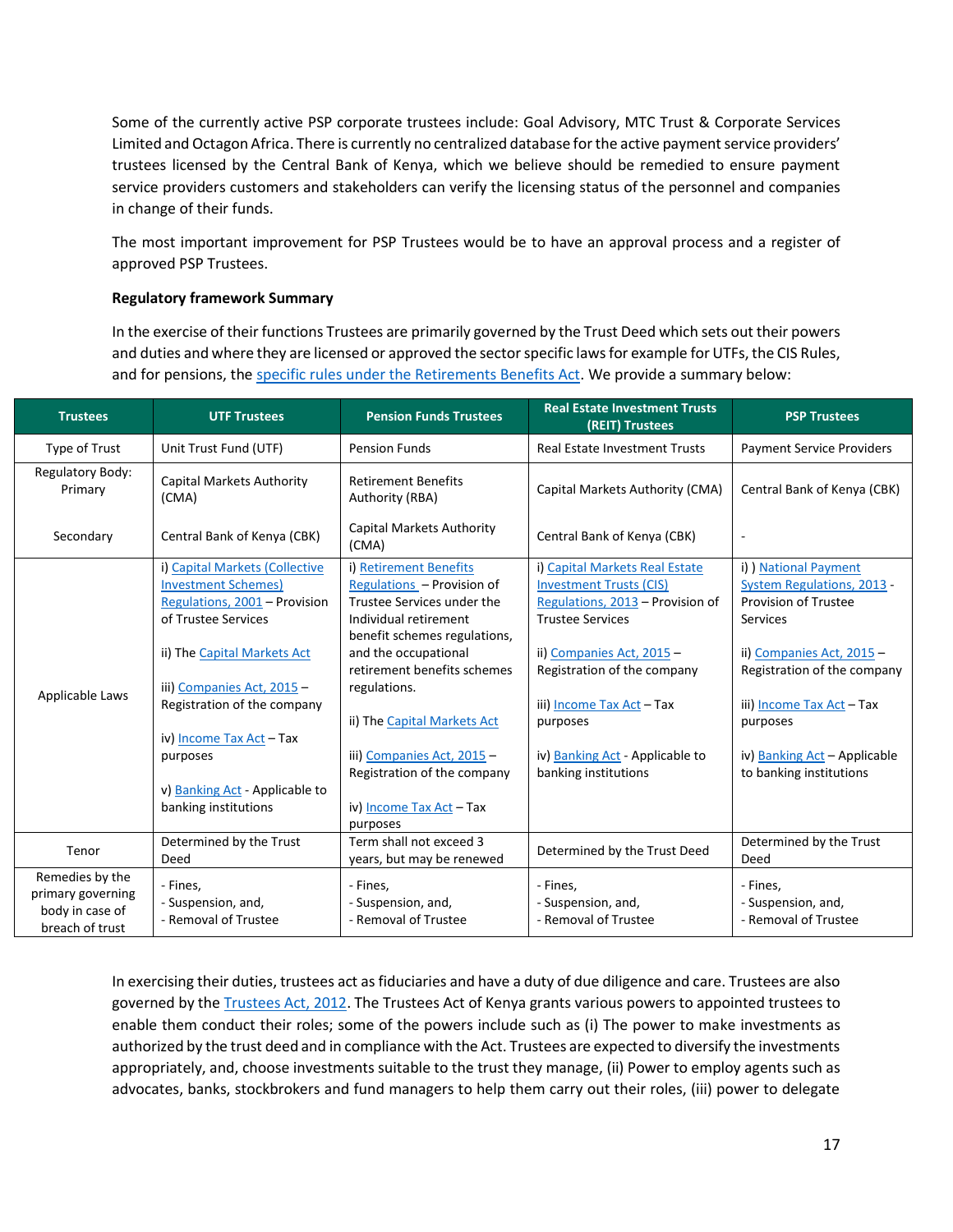Some of the currently active PSP corporate trustees include: Goal Advisory, MTC Trust & Corporate Services Limited and Octagon Africa. There is currently no centralized database for the active payment service providers' trustees licensed by the Central Bank of Kenya, which we believe should be remedied to ensure payment service providers customers and stakeholders can verify the licensing status of the personnel and companies in change of their funds.

The most important improvement for PSP Trustees would be to have an approval process and a register of approved PSP Trustees.

**Regulatory framework Summary**

In the exercise of their functions Trustees are primarily governed by the Trust Deed which sets out their powers and duties and where they are licensed or approved the sector specific laws for example for UTFs, the CIS Rules, and for pensions, the specific rules under the Retirements Benefits Act. We provide a summary below:

| Trustees | UTF Trustees | Pension Funds Trustees | Real Estate Investment Trusts (REIT) Trustees | PSP Trustees |
|---|---|---|---|---|
| Type of Trust | Unit Trust Fund (UTF) | Pension Funds | Real Estate Investment Trusts | Payment Service Providers |
| Regulatory Body: Primary | Capital Markets Authority (CMA) | Retirement Benefits Authority (RBA) | Capital Markets Authority (CMA) | Central Bank of Kenya (CBK) |
| Secondary | Central Bank of Kenya (CBK) | Capital Markets Authority (CMA) | Central Bank of Kenya (CBK) | - |
| Applicable Laws | i) Capital Markets (Collective Investment Schemes) Regulations, 2001 – Provision of Trustee Services<br><br>ii) The Capital Markets Act<br><br>iii) Companies Act, 2015 – Registration of the company<br><br>iv) Income Tax Act – Tax purposes<br><br>v) Banking Act - Applicable to banking institutions | i) Retirement Benefits Regulations – Provision of Trustee Services under the Individual retirement benefit schemes regulations, and the occupational retirement benefits schemes regulations.<br><br>ii) The Capital Markets Act<br><br>iii) Companies Act, 2015 – Registration of the company<br><br>iv) Income Tax Act – Tax purposes | i) Capital Markets Real Estate Investment Trusts (CIS) Regulations, 2013 – Provision of Trustee Services<br><br>ii) Companies Act, 2015 – Registration of the company<br><br>iii) Income Tax Act – Tax purposes<br><br>iv) Banking Act - Applicable to banking institutions | i) ) National Payment System Regulations, 2013 - Provision of Trustee Services<br><br>ii) Companies Act, 2015 – Registration of the company<br><br>iii) Income Tax Act – Tax purposes<br><br>iv) Banking Act – Applicable to banking institutions |
| Tenor | Determined by the Trust Deed | Term shall not exceed 3 years, but may be renewed | Determined by the Trust Deed | Determined by the Trust Deed |
| Remedies by the primary governing body in case of breach of trust | - Fines,<br>- Suspension, and,<br>- Removal of Trustee | - Fines,<br>- Suspension, and,<br>- Removal of Trustee | - Fines,<br>- Suspension, and,<br>- Removal of Trustee | - Fines,<br>- Suspension, and,<br>- Removal of Trustee |

In exercising their duties, trustees act as fiduciaries and have a duty of due diligence and care. Trustees are also governed by the Trustees Act, 2012. The Trustees Act of Kenya grants various powers to appointed trustees to enable them conduct their roles; some of the powers include such as (i) The power to make investments as authorized by the trust deed and in compliance with the Act. Trustees are expected to diversify the investments appropriately, and, choose investments suitable to the trust they manage, (ii) Power to employ agents such as advocates, banks, stockbrokers and fund managers to help them carry out their roles, (iii) power to delegate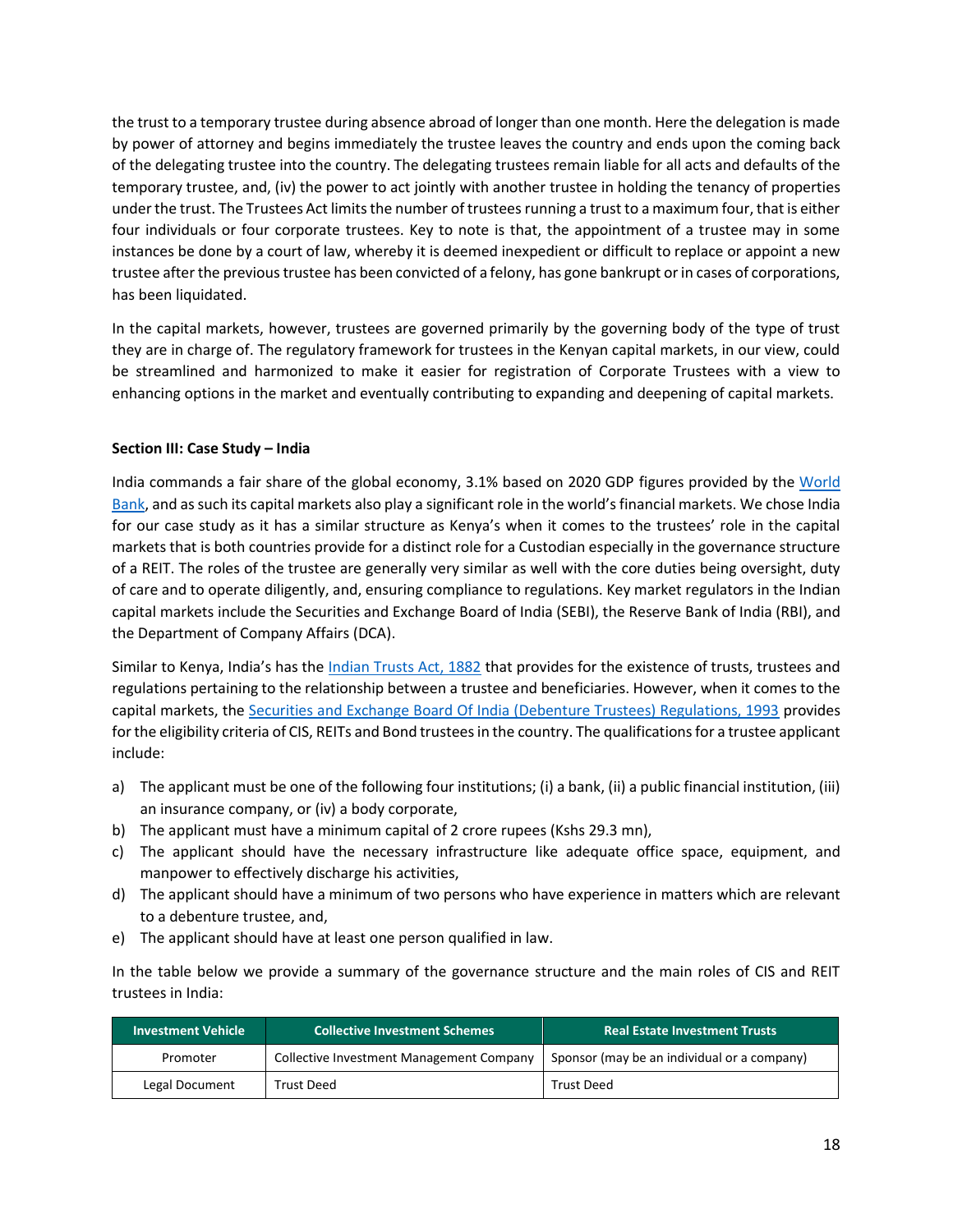the trust to a temporary trustee during absence abroad of longer than one month. Here the delegation is made by power of attorney and begins immediately the trustee leaves the country and ends upon the coming back of the delegating trustee into the country. The delegating trustees remain liable for all acts and defaults of the temporary trustee, and, (iv) the power to act jointly with another trustee in holding the tenancy of properties under the trust. The Trustees Act limits the number of trustees running a trust to a maximum four, that is either four individuals or four corporate trustees. Key to note is that, the appointment of a trustee may in some instances be done by a court of law, whereby it is deemed inexpedient or difficult to replace or appoint a new trustee after the previous trustee has been convicted of a felony, has gone bankrupt or in cases of corporations, has been liquidated.

In the capital markets, however, trustees are governed primarily by the governing body of the type of trust they are in charge of. The regulatory framework for trustees in the Kenyan capital markets, in our view, could be streamlined and harmonized to make it easier for registration of Corporate Trustees with a view to enhancing options in the market and eventually contributing to expanding and deepening of capital markets.

**Section III: Case Study – India**

India commands a fair share of the global economy, 3.1% based on 2020 GDP figures provided by the World Bank, and as such its capital markets also play a significant role in the world's financial markets. We chose India for our case study as it has a similar structure as Kenya's when it comes to the trustees' role in the capital markets that is both countries provide for a distinct role for a Custodian especially in the governance structure of a REIT. The roles of the trustee are generally very similar as well with the core duties being oversight, duty of care and to operate diligently, and, ensuring compliance to regulations. Key market regulators in the Indian capital markets include the Securities and Exchange Board of India (SEBI), the Reserve Bank of India (RBI), and the Department of Company Affairs (DCA).

Similar to Kenya, India's has the Indian Trusts Act, 1882 that provides for the existence of trusts, trustees and regulations pertaining to the relationship between a trustee and beneficiaries. However, when it comes to the capital markets, the Securities and Exchange Board Of India (Debenture Trustees) Regulations, 1993 provides for the eligibility criteria of CIS, REITs and Bond trustees in the country. The qualifications for a trustee applicant include:

a) The applicant must be one of the following four institutions; (i) a bank, (ii) a public financial institution, (iii) an insurance company, or (iv) a body corporate,
b) The applicant must have a minimum capital of 2 crore rupees (Kshs 29.3 mn),
c) The applicant should have the necessary infrastructure like adequate office space, equipment, and manpower to effectively discharge his activities,
d) The applicant should have a minimum of two persons who have experience in matters which are relevant to a debenture trustee, and,
e) The applicant should have at least one person qualified in law.

In the table below we provide a summary of the governance structure and the main roles of CIS and REIT trustees in India:

| Investment Vehicle | Collective Investment Schemes | Real Estate Investment Trusts |
| --- | --- | --- |
| Promoter | Collective Investment Management Company | Sponsor (may be an individual or a company) |
| Legal Document | Trust Deed | Trust Deed |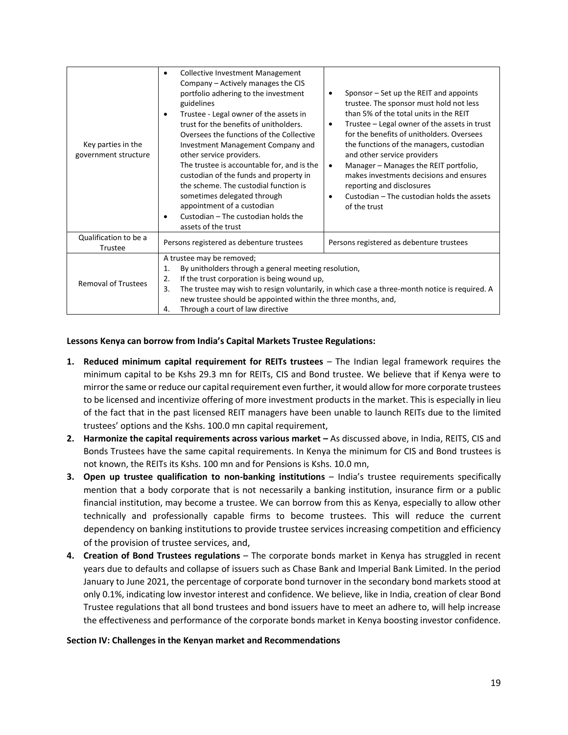| | | |
|---|---|---|
| Key parties in the government structure | • Collective Investment Management Company – Actively manages the CIS portfolio adhering to the investment guidelines<br>• Trustee - Legal owner of the assets in trust for the benefits of unitholders. Oversees the functions of the Collective Investment Management Company and other service providers. The trustee is accountable for, and is the custodian of the funds and property in the scheme. The custodial function is sometimes delegated through appointment of a custodian<br>• Custodian – The custodian holds the assets of the trust | • Sponsor – Set up the REIT and appoints trustee. The sponsor must hold not less than 5% of the total units in the REIT<br>• Trustee – Legal owner of the assets in trust for the benefits of unitholders. Oversees the functions of the managers, custodian and other service providers<br>• Manager – Manages the REIT portfolio, makes investments decisions and ensures reporting and disclosures<br>• Custodian – The custodian holds the assets of the trust |
| Qualification to be a Trustee | Persons registered as debenture trustees | Persons registered as debenture trustees |
| Removal of Trustees | A trustee may be removed;<br>1. By unitholders through a general meeting resolution,<br>2. If the trust corporation is being wound up,<br>3. The trustee may wish to resign voluntarily, in which case a three-month notice is required. A new trustee should be appointed within the three months, and,<br>4. Through a court of law directive | |

**Lessons Kenya can borrow from India's Capital Markets Trustee Regulations:**

1. **Reduced minimum capital requirement for REITs trustees** – The Indian legal framework requires the minimum capital to be Kshs 29.3 mn for REITs, CIS and Bond trustee. We believe that if Kenya were to mirror the same or reduce our capital requirement even further, it would allow for more corporate trustees to be licensed and incentivize offering of more investment products in the market. This is especially in lieu of the fact that in the past licensed REIT managers have been unable to launch REITs due to the limited trustees' options and the Kshs. 100.0 mn capital requirement,
2. **Harmonize the capital requirements across various market –** As discussed above, in India, REITS, CIS and Bonds Trustees have the same capital requirements. In Kenya the minimum for CIS and Bond trustees is not known, the REITs its Kshs. 100 mn and for Pensions is Kshs. 10.0 mn,
3. **Open up trustee qualification to non-banking institutions** – India's trustee requirements specifically mention that a body corporate that is not necessarily a banking institution, insurance firm or a public financial institution, may become a trustee. We can borrow from this as Kenya, especially to allow other technically and professionally capable firms to become trustees. This will reduce the current dependency on banking institutions to provide trustee services increasing competition and efficiency of the provision of trustee services, and,
4. **Creation of Bond Trustees regulations** – The corporate bonds market in Kenya has struggled in recent years due to defaults and collapse of issuers such as Chase Bank and Imperial Bank Limited. In the period January to June 2021, the percentage of corporate bond turnover in the secondary bond markets stood at only 0.1%, indicating low investor interest and confidence. We believe, like in India, creation of clear Bond Trustee regulations that all bond trustees and bond issuers have to meet an adhere to, will help increase the effectiveness and performance of the corporate bonds market in Kenya boosting investor confidence.

**Section IV: Challenges in the Kenyan market and Recommendations**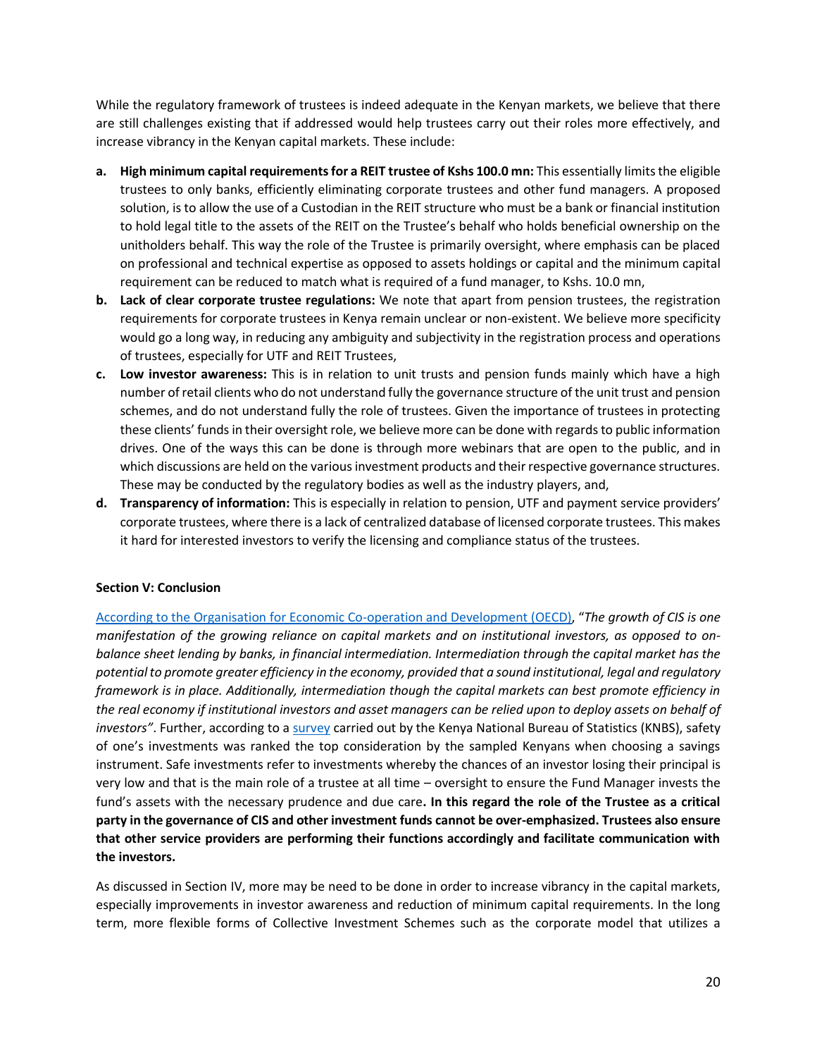While the regulatory framework of trustees is indeed adequate in the Kenyan markets, we believe that there are still challenges existing that if addressed would help trustees carry out their roles more effectively, and increase vibrancy in the Kenyan capital markets. These include:

a. **High minimum capital requirements for a REIT trustee of Kshs 100.0 mn:** This essentially limits the eligible trustees to only banks, efficiently eliminating corporate trustees and other fund managers. A proposed solution, is to allow the use of a Custodian in the REIT structure who must be a bank or financial institution to hold legal title to the assets of the REIT on the Trustee's behalf who holds beneficial ownership on the unitholders behalf. This way the role of the Trustee is primarily oversight, where emphasis can be placed on professional and technical expertise as opposed to assets holdings or capital and the minimum capital requirement can be reduced to match what is required of a fund manager, to Kshs. 10.0 mn,
b. **Lack of clear corporate trustee regulations:** We note that apart from pension trustees, the registration requirements for corporate trustees in Kenya remain unclear or non-existent. We believe more specificity would go a long way, in reducing any ambiguity and subjectivity in the registration process and operations of trustees, especially for UTF and REIT Trustees,
c. **Low investor awareness:** This is in relation to unit trusts and pension funds mainly which have a high number of retail clients who do not understand fully the governance structure of the unit trust and pension schemes, and do not understand fully the role of trustees. Given the importance of trustees in protecting these clients' funds in their oversight role, we believe more can be done with regards to public information drives. One of the ways this can be done is through more webinars that are open to the public, and in which discussions are held on the various investment products and their respective governance structures. These may be conducted by the regulatory bodies as well as the industry players, and,
d. **Transparency of information:** This is especially in relation to pension, UTF and payment service providers' corporate trustees, where there is a lack of centralized database of licensed corporate trustees. This makes it hard for interested investors to verify the licensing and compliance status of the trustees.

**Section V: Conclusion**

According to the Organisation for Economic Co-operation and Development (OECD), "*The growth of CIS is one manifestation of the growing reliance on capital markets and on institutional investors, as opposed to on-balance sheet lending by banks, in financial intermediation. Intermediation through the capital market has the potential to promote greater efficiency in the economy, provided that a sound institutional, legal and regulatory framework is in place. Additionally, intermediation though the capital markets can best promote efficiency in the real economy if institutional investors and asset managers can be relied upon to deploy assets on behalf of investors*". Further, according to a survey carried out by the Kenya National Bureau of Statistics (KNBS), safety of one's investments was ranked the top consideration by the sampled Kenyans when choosing a savings instrument. Safe investments refer to investments whereby the chances of an investor losing their principal is very low and that is the main role of a trustee at all time – oversight to ensure the Fund Manager invests the fund's assets with the necessary prudence and due care**. In this regard the role of the Trustee as a critical party in the governance of CIS and other investment funds cannot be over-emphasized. Trustees also ensure that other service providers are performing their functions accordingly and facilitate communication with the investors.**

As discussed in Section IV, more may be need to be done in order to increase vibrancy in the capital markets, especially improvements in investor awareness and reduction of minimum capital requirements. In the long term, more flexible forms of Collective Investment Schemes such as the corporate model that utilizes a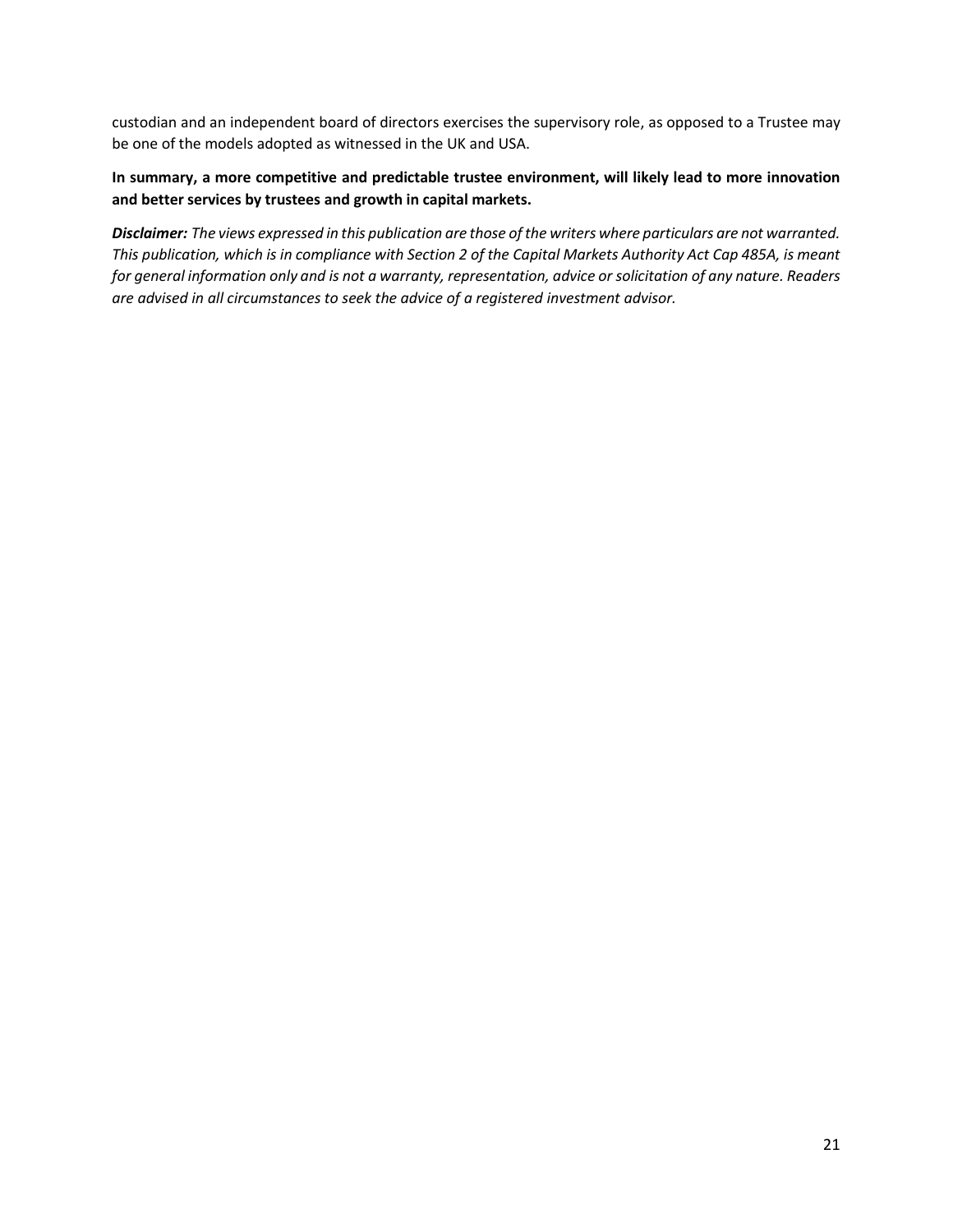custodian and an independent board of directors exercises the supervisory role, as opposed to a Trustee may be one of the models adopted as witnessed in the UK and USA.

**In summary, a more competitive and predictable trustee environment, will likely lead to more innovation and better services by trustees and growth in capital markets.**

***Disclaimer:*** *The views expressed in this publication are those of the writers where particulars are not warranted. This publication, which is in compliance with Section 2 of the Capital Markets Authority Act Cap 485A, is meant for general information only and is not a warranty, representation, advice or solicitation of any nature. Readers are advised in all circumstances to seek the advice of a registered investment advisor.*